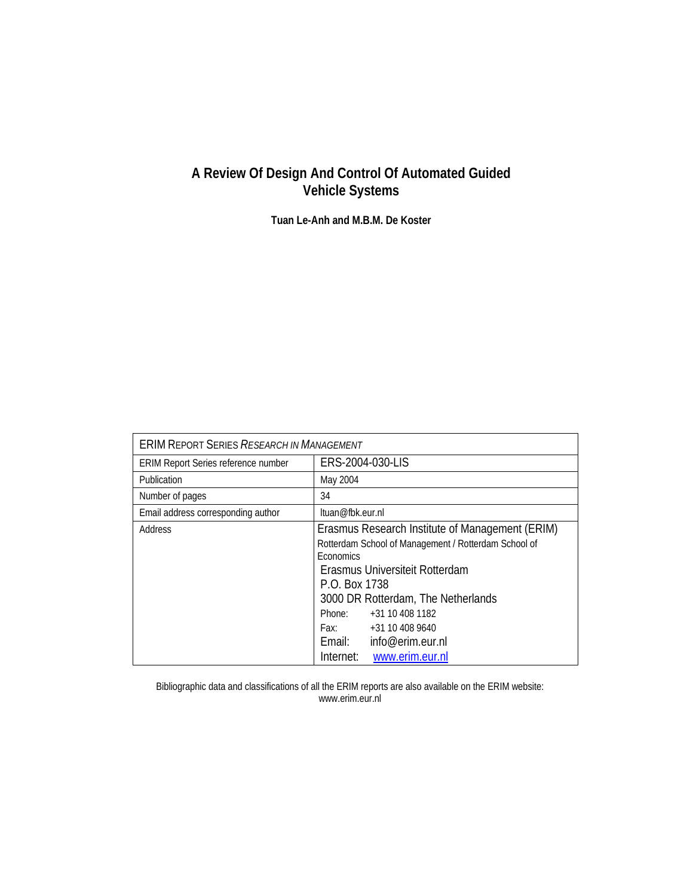# A Review Of Design And Control Of Automated Guided Vehicle Systems

**Tuan Le-Anh and M.B.M. De Koster**

| ERIM REPORT SERIES *RESEARCH IN MANAGEMENT* | |
|---|---|
| ERIM Report Series reference number | ERS-2004-030-LIS |
| Publication | May 2004 |
| Number of pages | 34 |
| Email address corresponding author | ltuan@fbk.eur.nl |
| Address | Erasmus Research Institute of Management (ERIM)<br>Rotterdam School of Management / Rotterdam School of Economics<br>Erasmus Universiteit Rotterdam<br>P.O. Box 1738<br>3000 DR Rotterdam, The Netherlands<br>Phone: +31 10 408 1182<br>Fax: +31 10 408 9640<br>Email: info@erim.eur.nl<br>Internet: www.erim.eur.nl |

Bibliographic data and classifications of all the ERIM reports are also available on the ERIM website: www.erim.eur.nl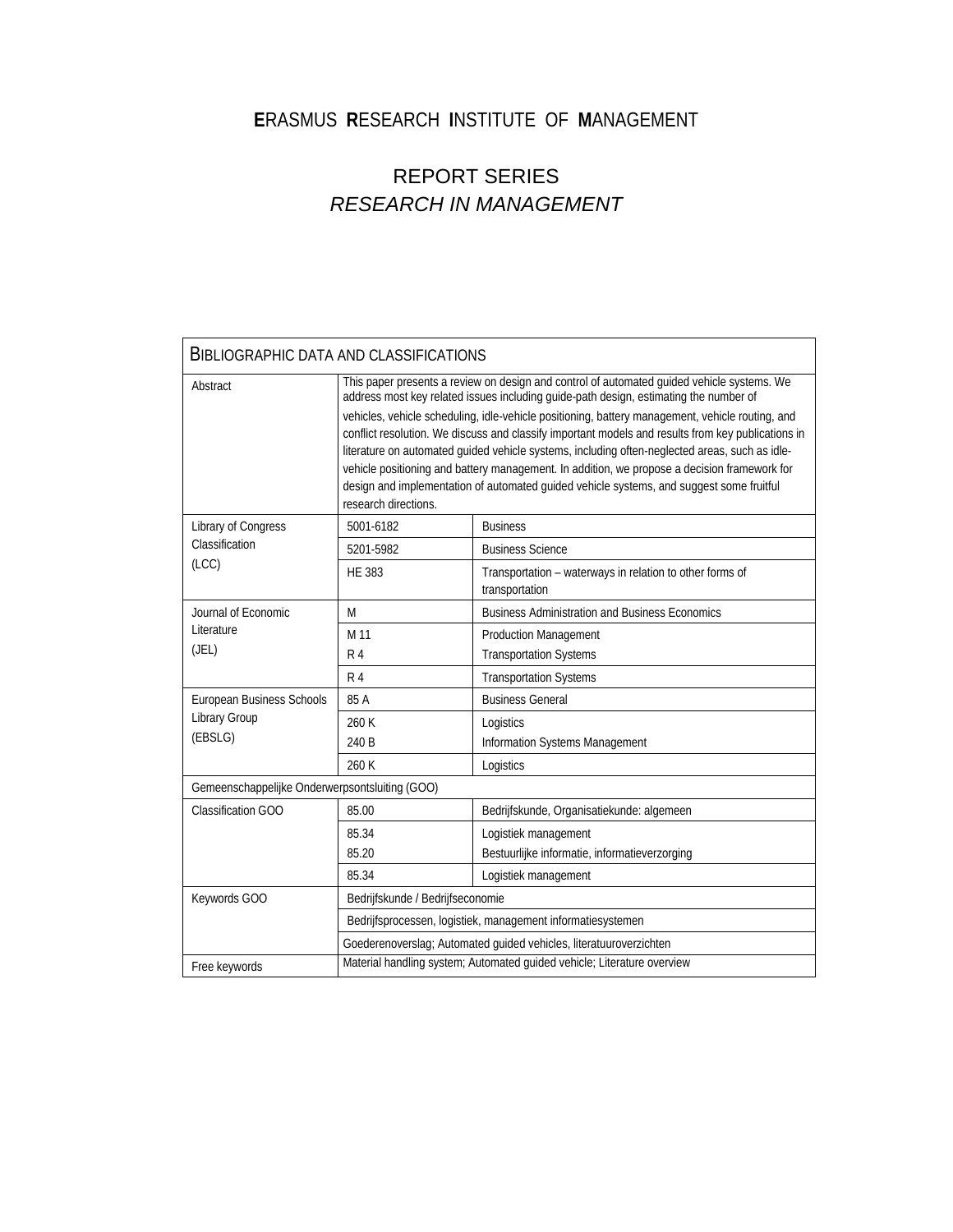# ERASMUS RESEARCH INSTITUTE OF MANAGEMENT

## REPORT SERIES
## *RESEARCH IN MANAGEMENT*

| BIBLIOGRAPHIC DATA AND CLASSIFICATIONS | | |
|---|---|---|
| Abstract | This paper presents a review on design and control of automated guided vehicle systems. We address most key related issues including guide-path design, estimating the number of vehicles, vehicle scheduling, idle-vehicle positioning, battery management, vehicle routing, and conflict resolution. We discuss and classify important models and results from key publications in literature on automated guided vehicle systems, including often-neglected areas, such as idle-vehicle positioning and battery management. In addition, we propose a decision framework for design and implementation of automated guided vehicle systems, and suggest some fruitful research directions. | |
| Library of Congress Classification (LCC) | 5001-6182 | Business |
| | 5201-5982 | Business Science |
| | HE 383 | Transportation – waterways in relation to other forms of transportation |
| Journal of Economic Literature (JEL) | M | Business Administration and Business Economics |
| | M 11<br>R 4 | Production Management<br>Transportation Systems |
| | R 4 | Transportation Systems |
| European Business Schools Library Group (EBSLG) | 85 A | Business General |
| | 260 K<br>240 B | Logistics<br>Information Systems Management |
| | 260 K | Logistics |
| Gemeenschappelijke Onderwerpsontsluiting (GOO) | | |
| Classification GOO | 85.00 | Bedrijfskunde, Organisatiekunde: algemeen |
| | 85.34<br>85.20 | Logistiek management<br>Bestuurlijke informatie, informatieverzorging |
| | 85.34 | Logistiek management |
| Keywords GOO | Bedrijfskunde / Bedrijfseconomie | |
| | Bedrijfsprocessen, logistiek, management informatiesystemen | |
| | Goederenoverslag; Automated guided vehicles, literatuuroverzichten | |
| Free keywords | Material handling system; Automated guided vehicle; Literature overview | |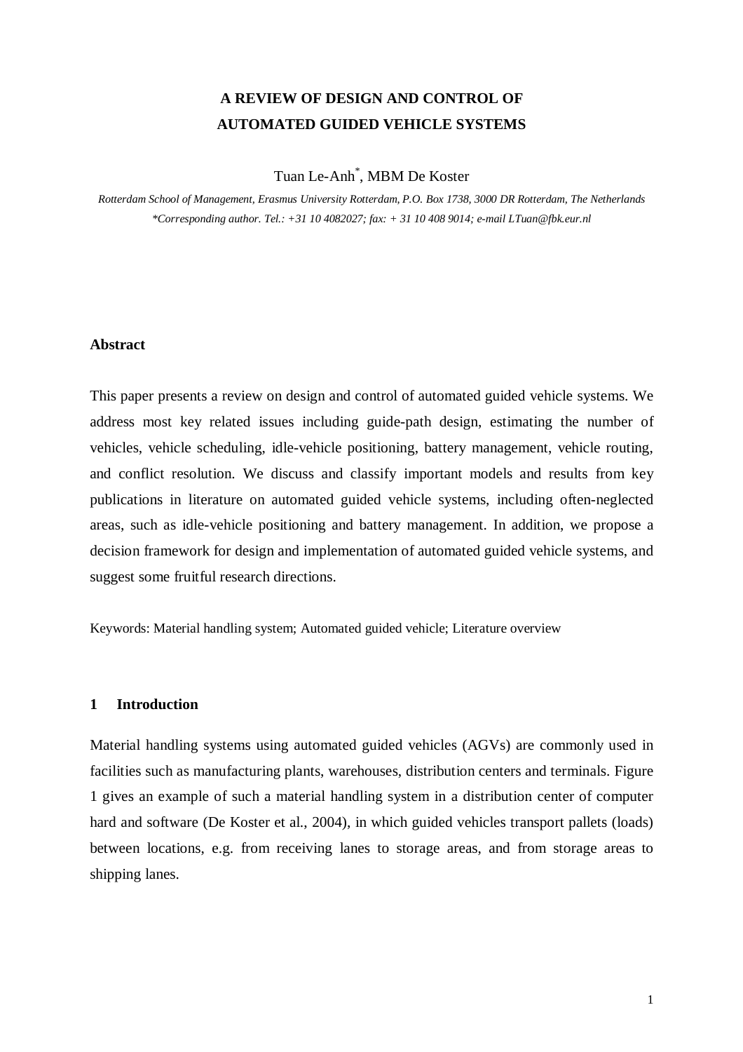# A REVIEW OF DESIGN AND CONTROL OF AUTOMATED GUIDED VEHICLE SYSTEMS

Tuan Le-Anh*, MBM De Koster

*Rotterdam School of Management, Erasmus University Rotterdam, P.O. Box 1738, 3000 DR Rotterdam, The Netherlands*
*\*Corresponding author. Tel.: +31 10 4082027; fax: + 31 10 408 9014; e-mail LTuan@fbk.eur.nl*

## Abstract

This paper presents a review on design and control of automated guided vehicle systems. We address most key related issues including guide-path design, estimating the number of vehicles, vehicle scheduling, idle-vehicle positioning, battery management, vehicle routing, and conflict resolution. We discuss and classify important models and results from key publications in literature on automated guided vehicle systems, including often-neglected areas, such as idle-vehicle positioning and battery management. In addition, we propose a decision framework for design and implementation of automated guided vehicle systems, and suggest some fruitful research directions.

Keywords: Material handling system; Automated guided vehicle; Literature overview

## 1 Introduction

Material handling systems using automated guided vehicles (AGVs) are commonly used in facilities such as manufacturing plants, warehouses, distribution centers and terminals. Figure 1 gives an example of such a material handling system in a distribution center of computer hard and software (De Koster et al., 2004), in which guided vehicles transport pallets (loads) between locations, e.g. from receiving lanes to storage areas, and from storage areas to shipping lanes.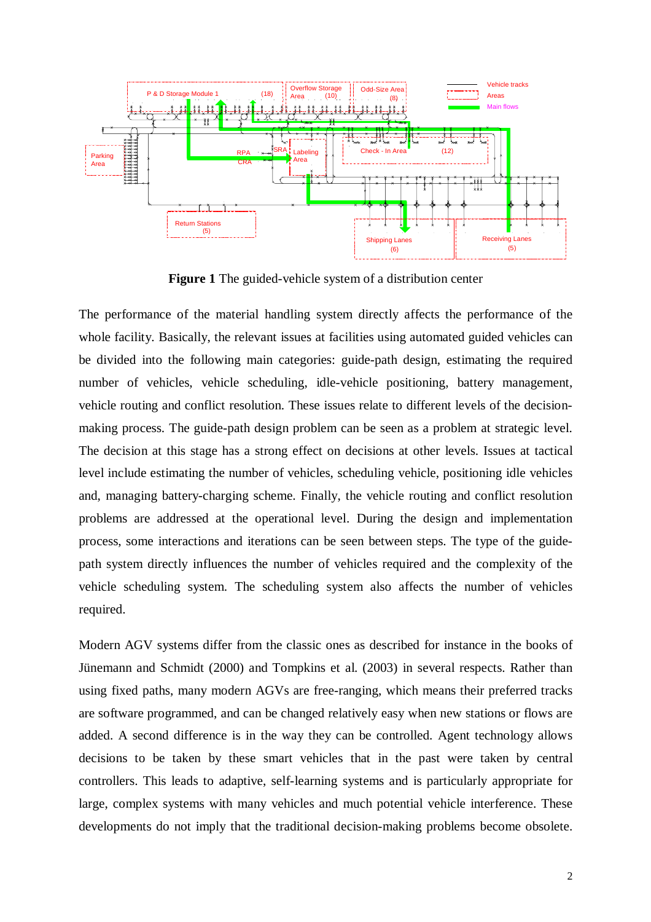**Figure 1** The guided-vehicle system of a distribution center

The performance of the material handling system directly affects the performance of the whole facility. Basically, the relevant issues at facilities using automated guided vehicles can be divided into the following main categories: guide-path design, estimating the required number of vehicles, vehicle scheduling, idle-vehicle positioning, battery management, vehicle routing and conflict resolution. These issues relate to different levels of the decision-making process. The guide-path design problem can be seen as a problem at strategic level. The decision at this stage has a strong effect on decisions at other levels. Issues at tactical level include estimating the number of vehicles, scheduling vehicle, positioning idle vehicles and, managing battery-charging scheme. Finally, the vehicle routing and conflict resolution problems are addressed at the operational level. During the design and implementation process, some interactions and iterations can be seen between steps. The type of the guide-path system directly influences the number of vehicles required and the complexity of the vehicle scheduling system. The scheduling system also affects the number of vehicles required.

Modern AGV systems differ from the classic ones as described for instance in the books of Jünemann and Schmidt (2000) and Tompkins et al. (2003) in several respects. Rather than using fixed paths, many modern AGVs are free-ranging, which means their preferred tracks are software programmed, and can be changed relatively easy when new stations or flows are added. A second difference is in the way they can be controlled. Agent technology allows decisions to be taken by these smart vehicles that in the past were taken by central controllers. This leads to adaptive, self-learning systems and is particularly appropriate for large, complex systems with many vehicles and much potential vehicle interference. These developments do not imply that the traditional decision-making problems become obsolete.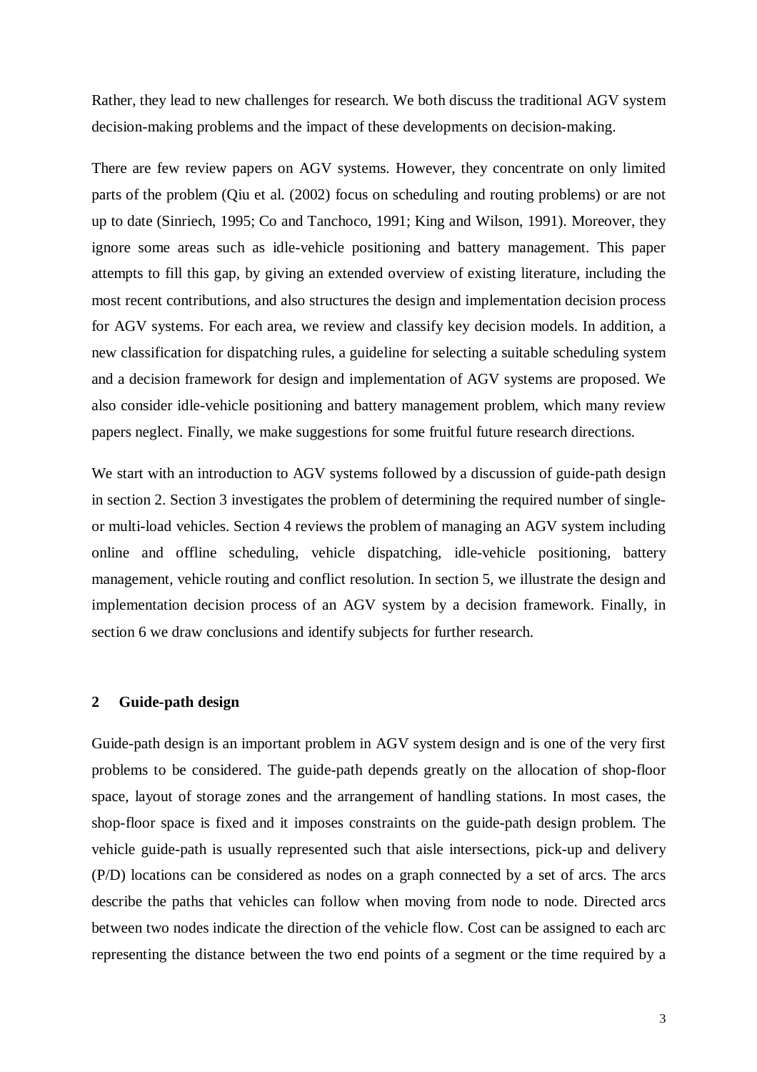Rather, they lead to new challenges for research. We both discuss the traditional AGV system decision-making problems and the impact of these developments on decision-making.

There are few review papers on AGV systems. However, they concentrate on only limited parts of the problem (Qiu et al. (2002) focus on scheduling and routing problems) or are not up to date (Sinriech, 1995; Co and Tanchoco, 1991; King and Wilson, 1991). Moreover, they ignore some areas such as idle-vehicle positioning and battery management. This paper attempts to fill this gap, by giving an extended overview of existing literature, including the most recent contributions, and also structures the design and implementation decision process for AGV systems. For each area, we review and classify key decision models. In addition, a new classification for dispatching rules, a guideline for selecting a suitable scheduling system and a decision framework for design and implementation of AGV systems are proposed. We also consider idle-vehicle positioning and battery management problem, which many review papers neglect. Finally, we make suggestions for some fruitful future research directions.

We start with an introduction to AGV systems followed by a discussion of guide-path design in section 2. Section 3 investigates the problem of determining the required number of single- or multi-load vehicles. Section 4 reviews the problem of managing an AGV system including online and offline scheduling, vehicle dispatching, idle-vehicle positioning, battery management, vehicle routing and conflict resolution. In section 5, we illustrate the design and implementation decision process of an AGV system by a decision framework. Finally, in section 6 we draw conclusions and identify subjects for further research.

## 2 Guide-path design

Guide-path design is an important problem in AGV system design and is one of the very first problems to be considered. The guide-path depends greatly on the allocation of shop-floor space, layout of storage zones and the arrangement of handling stations. In most cases, the shop-floor space is fixed and it imposes constraints on the guide-path design problem. The vehicle guide-path is usually represented such that aisle intersections, pick-up and delivery (P/D) locations can be considered as nodes on a graph connected by a set of arcs. The arcs describe the paths that vehicles can follow when moving from node to node. Directed arcs between two nodes indicate the direction of the vehicle flow. Cost can be assigned to each arc representing the distance between the two end points of a segment or the time required by a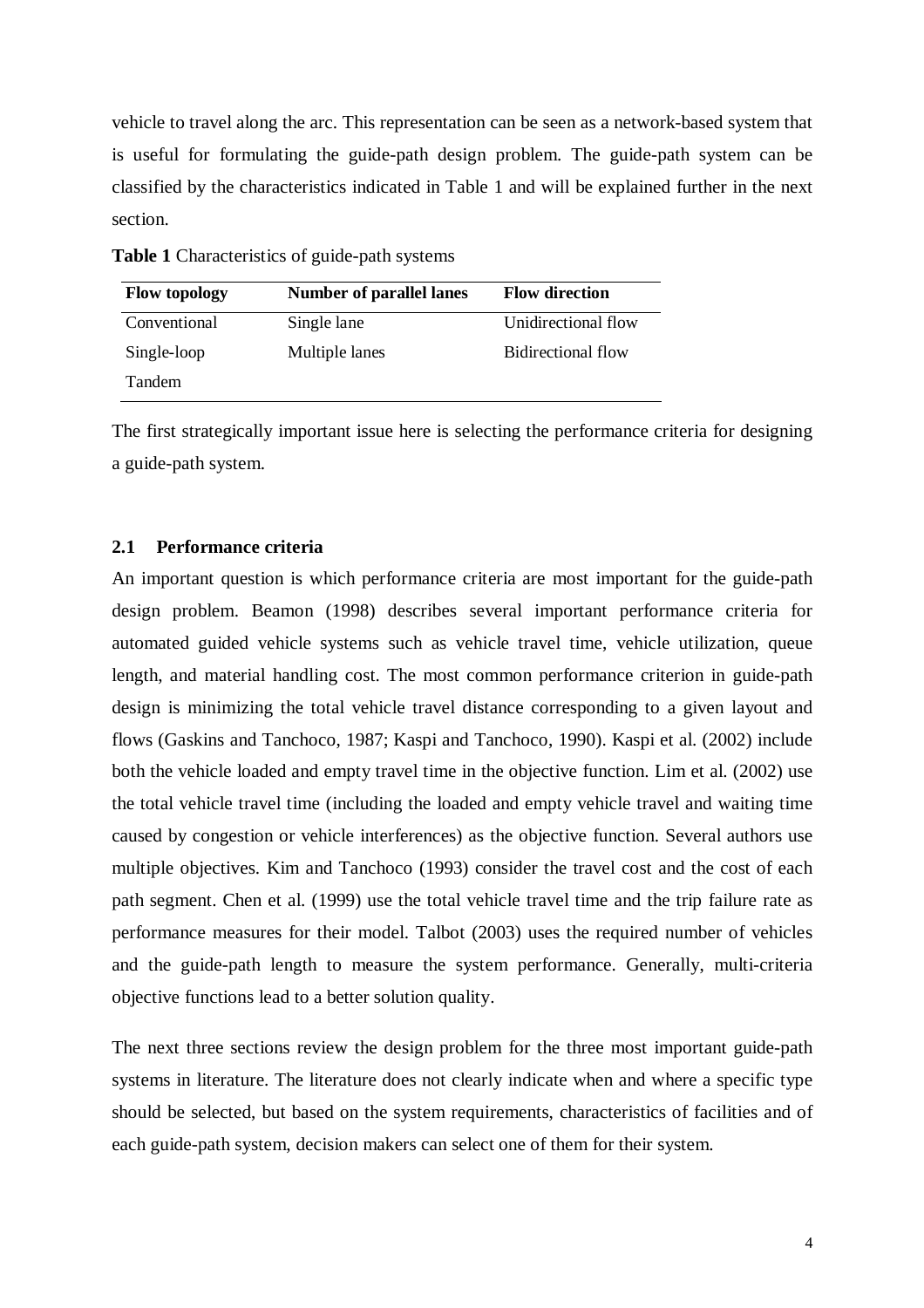vehicle to travel along the arc. This representation can be seen as a network-based system that is useful for formulating the guide-path design problem. The guide-path system can be classified by the characteristics indicated in Table 1 and will be explained further in the next section.

**Table 1** Characteristics of guide-path systems

| Flow topology | Number of parallel lanes | Flow direction |
|---|---|---|
| Conventional | Single lane | Unidirectional flow |
| Single-loop | Multiple lanes | Bidirectional flow |
| Tandem | | |

The first strategically important issue here is selecting the performance criteria for designing a guide-path system.

### 2.1 Performance criteria

An important question is which performance criteria are most important for the guide-path design problem. Beamon (1998) describes several important performance criteria for automated guided vehicle systems such as vehicle travel time, vehicle utilization, queue length, and material handling cost. The most common performance criterion in guide-path design is minimizing the total vehicle travel distance corresponding to a given layout and flows (Gaskins and Tanchoco, 1987; Kaspi and Tanchoco, 1990). Kaspi et al. (2002) include both the vehicle loaded and empty travel time in the objective function. Lim et al. (2002) use the total vehicle travel time (including the loaded and empty vehicle travel and waiting time caused by congestion or vehicle interferences) as the objective function. Several authors use multiple objectives. Kim and Tanchoco (1993) consider the travel cost and the cost of each path segment. Chen et al. (1999) use the total vehicle travel time and the trip failure rate as performance measures for their model. Talbot (2003) uses the required number of vehicles and the guide-path length to measure the system performance. Generally, multi-criteria objective functions lead to a better solution quality.

The next three sections review the design problem for the three most important guide-path systems in literature. The literature does not clearly indicate when and where a specific type should be selected, but based on the system requirements, characteristics of facilities and of each guide-path system, decision makers can select one of them for their system.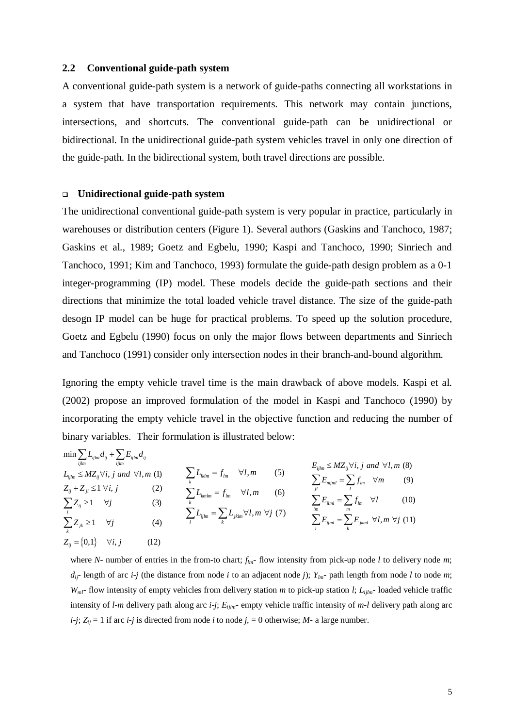### 2.2 Conventional guide-path system

A conventional guide-path system is a network of guide-paths connecting all workstations in a system that have transportation requirements. This network may contain junctions, intersections, and shortcuts. The conventional guide-path can be unidirectional or bidirectional. In the unidirectional guide-path system vehicles travel in only one direction of the guide-path. In the bidirectional system, both travel directions are possible.

- **Unidirectional guide-path system**

The unidirectional conventional guide-path system is very popular in practice, particularly in warehouses or distribution centers (Figure 1). Several authors (Gaskins and Tanchoco, 1987; Gaskins et al., 1989; Goetz and Egbelu, 1990; Kaspi and Tanchoco, 1990; Sinriech and Tanchoco, 1991; Kim and Tanchoco, 1993) formulate the guide-path design problem as a 0-1 integer-programming (IP) model. These models decide the guide-path sections and their directions that minimize the total loaded vehicle travel distance. The size of the guide-path desogn IP model can be huge for practical problems. To speed up the solution procedure, Goetz and Egbelu (1990) focus on only the major flows between departments and Sinriech and Tanchoco (1991) consider only intersection nodes in their branch-and-bound algorithm.

Ignoring the empty vehicle travel time is the main drawback of above models. Kaspi et al. (2002) propose an improved formulation of the model in Kaspi and Tanchoco (1990) by incorporating the empty vehicle travel in the objective function and reducing the number of binary variables. Their formulation is illustrated below:

$$\min \sum_{ijlm} L_{ijlm} d_{ij} + \sum_{ijlm} E_{ijlm} d_{ij}$$

$$L_{ijlm} \leq MZ_{ij} \forall i, j \text{ and } \forall l, m \quad (1)$$

$$Z_{ij} + Z_{ji} \leq 1 \ \forall i, j \quad (2)$$

$$\sum_{i} Z_{ij} \geq 1 \quad \forall j \quad (3)$$

$$\sum_{k} Z_{jk} \geq 1 \quad \forall j \quad (4)$$

$$\sum_{k} L_{lklm} = f_{lm} \quad \forall l, m \quad (5)$$

$$\sum_{k} L_{kmlm} = f_{lm} \quad \forall l, m \quad (6)$$

$$\sum_{i} L_{ijlm} = \sum_{k} L_{jklm} \forall l, m \ \forall j \quad (7)$$

$$E_{ijlm} \leq MZ_{ij} \forall i, j \text{ and } \forall l, m \quad (8)$$

$$\sum_{jl} E_{mjml} = \sum_{l} f_{lm} \quad \forall m \quad (9)$$

$$\sum_{im} E_{ilml} = \sum_{m} f_{lm} \quad \forall l \quad (10)$$

$$\sum_{i} E_{ijml} = \sum_{k} E_{jkml} \ \forall l, m \ \forall j \quad (11)$$

$$Z_{ij} = \{0,1\} \quad \forall i, j \quad (12)$$

where *N*- number of entries in the from-to chart; $f_{lm}$- flow intensity from pick-up node *l* to delivery node *m*; $d_{ij}$- length of arc *i*-*j* (the distance from node *i* to an adjacent node *j*); $Y_{lm}$- path length from node *l* to node *m*; $W_{ml}$- flow intensity of empty vehicles from delivery station *m* to pick-up station *l*; $L_{ijlm}$- loaded vehicle traffic intensity of *l*-*m* delivery path along arc *i*-*j*; $E_{ijlm}$- empty vehicle traffic intensity of *m*-*l* delivery path along arc *i*-*j*; $Z_{ij}$ = 1 if arc *i*-*j* is directed from node *i* to node *j*, = 0 otherwise; *M*- a large number.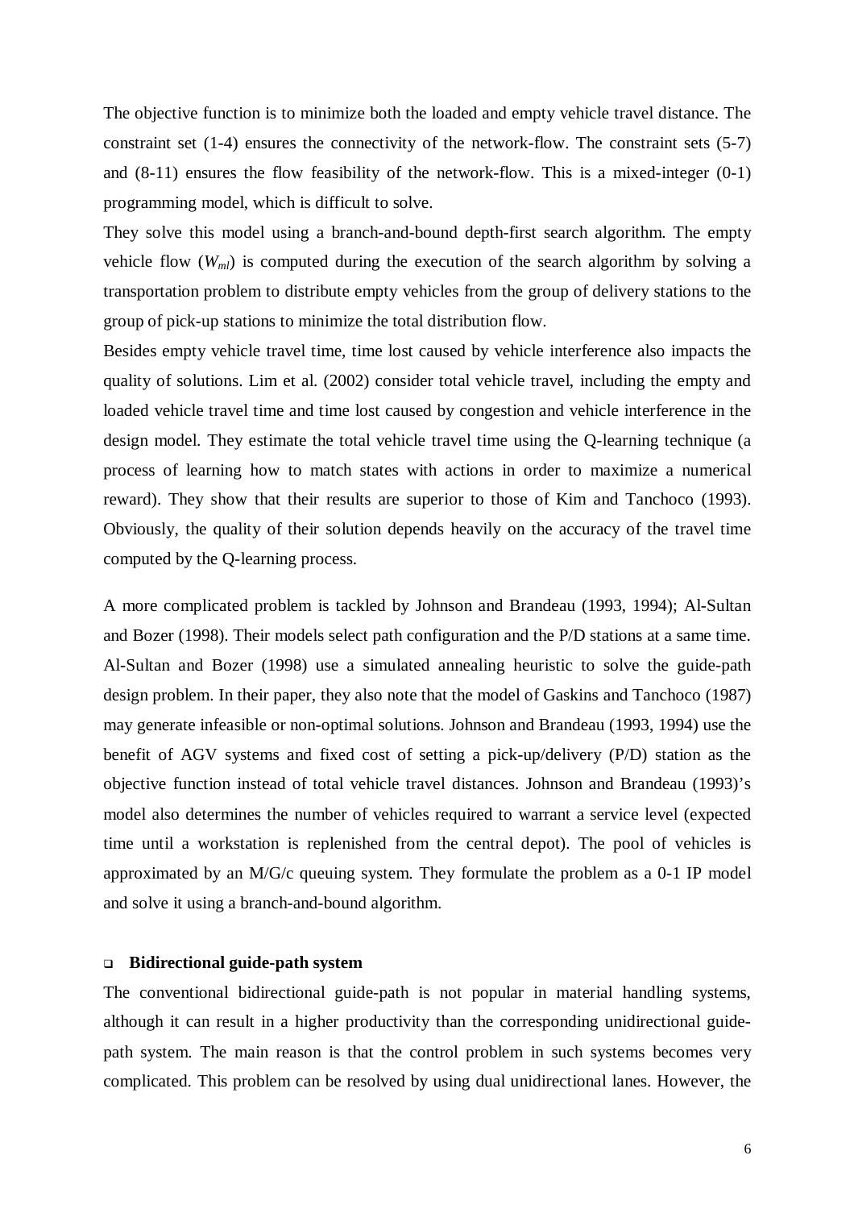The objective function is to minimize both the loaded and empty vehicle travel distance. The constraint set (1-4) ensures the connectivity of the network-flow. The constraint sets (5-7) and (8-11) ensures the flow feasibility of the network-flow. This is a mixed-integer (0-1) programming model, which is difficult to solve.

They solve this model using a branch-and-bound depth-first search algorithm. The empty vehicle flow ($W_{ml}$) is computed during the execution of the search algorithm by solving a transportation problem to distribute empty vehicles from the group of delivery stations to the group of pick-up stations to minimize the total distribution flow.

Besides empty vehicle travel time, time lost caused by vehicle interference also impacts the quality of solutions. Lim et al. (2002) consider total vehicle travel, including the empty and loaded vehicle travel time and time lost caused by congestion and vehicle interference in the design model. They estimate the total vehicle travel time using the Q-learning technique (a process of learning how to match states with actions in order to maximize a numerical reward). They show that their results are superior to those of Kim and Tanchoco (1993). Obviously, the quality of their solution depends heavily on the accuracy of the travel time computed by the Q-learning process.

A more complicated problem is tackled by Johnson and Brandeau (1993, 1994); Al-Sultan and Bozer (1998). Their models select path configuration and the P/D stations at a same time. Al-Sultan and Bozer (1998) use a simulated annealing heuristic to solve the guide-path design problem. In their paper, they also note that the model of Gaskins and Tanchoco (1987) may generate infeasible or non-optimal solutions. Johnson and Brandeau (1993, 1994) use the benefit of AGV systems and fixed cost of setting a pick-up/delivery (P/D) station as the objective function instead of total vehicle travel distances. Johnson and Brandeau (1993)'s model also determines the number of vehicles required to warrant a service level (expected time until a workstation is replenished from the central depot). The pool of vehicles is approximated by an M/G/c queuing system. They formulate the problem as a 0-1 IP model and solve it using a branch-and-bound algorithm.

- **Bidirectional guide-path system**

The conventional bidirectional guide-path is not popular in material handling systems, although it can result in a higher productivity than the corresponding unidirectional guide-path system. The main reason is that the control problem in such systems becomes very complicated. This problem can be resolved by using dual unidirectional lanes. However, the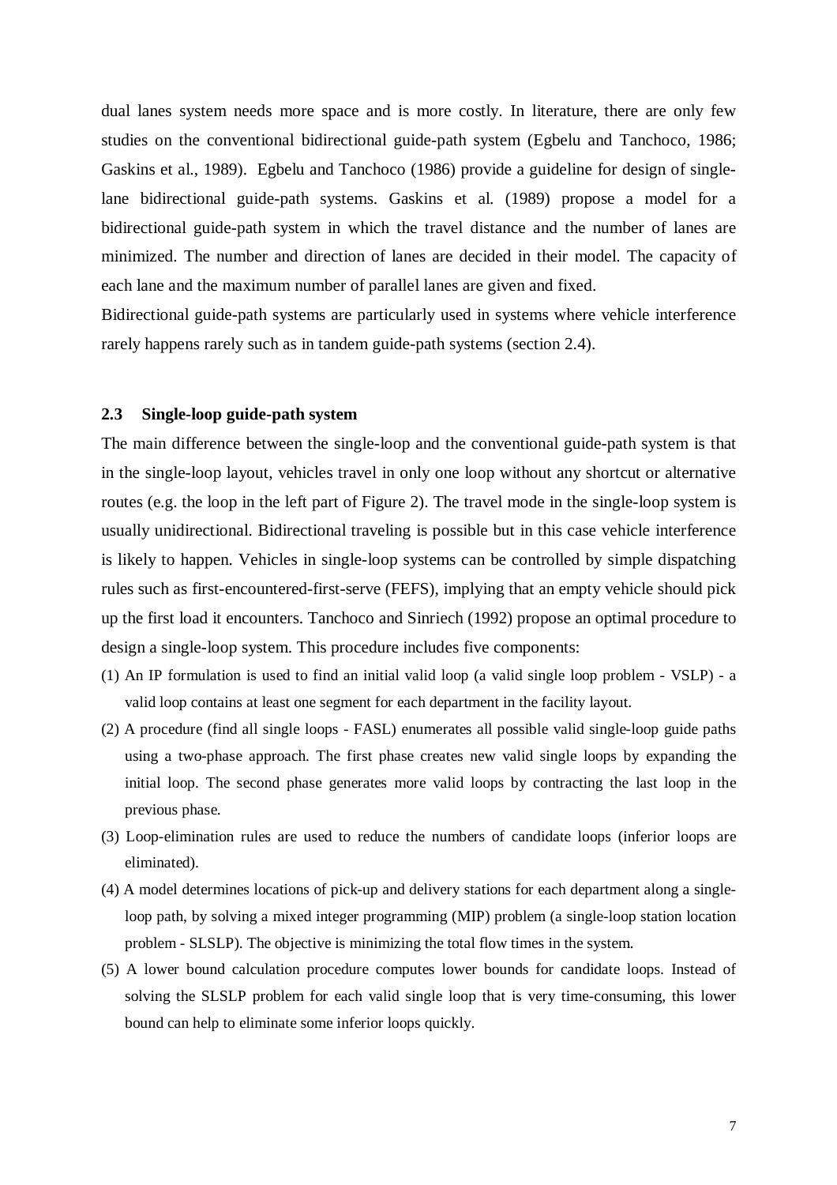dual lanes system needs more space and is more costly. In literature, there are only few studies on the conventional bidirectional guide-path system (Egbelu and Tanchoco, 1986; Gaskins et al., 1989). Egbelu and Tanchoco (1986) provide a guideline for design of single-lane bidirectional guide-path systems. Gaskins et al. (1989) propose a model for a bidirectional guide-path system in which the travel distance and the number of lanes are minimized. The number and direction of lanes are decided in their model. The capacity of each lane and the maximum number of parallel lanes are given and fixed.

Bidirectional guide-path systems are particularly used in systems where vehicle interference rarely happens rarely such as in tandem guide-path systems (section 2.4).

### 2.3 Single-loop guide-path system

The main difference between the single-loop and the conventional guide-path system is that in the single-loop layout, vehicles travel in only one loop without any shortcut or alternative routes (e.g. the loop in the left part of Figure 2). The travel mode in the single-loop system is usually unidirectional. Bidirectional traveling is possible but in this case vehicle interference is likely to happen. Vehicles in single-loop systems can be controlled by simple dispatching rules such as first-encountered-first-serve (FEFS), implying that an empty vehicle should pick up the first load it encounters. Tanchoco and Sinriech (1992) propose an optimal procedure to design a single-loop system. This procedure includes five components:

(1) An IP formulation is used to find an initial valid loop (a valid single loop problem - VSLP) - a valid loop contains at least one segment for each department in the facility layout.

(2) A procedure (find all single loops - FASL) enumerates all possible valid single-loop guide paths using a two-phase approach. The first phase creates new valid single loops by expanding the initial loop. The second phase generates more valid loops by contracting the last loop in the previous phase.

(3) Loop-elimination rules are used to reduce the numbers of candidate loops (inferior loops are eliminated).

(4) A model determines locations of pick-up and delivery stations for each department along a single-loop path, by solving a mixed integer programming (MIP) problem (a single-loop station location problem - SLSLP). The objective is minimizing the total flow times in the system.

(5) A lower bound calculation procedure computes lower bounds for candidate loops. Instead of solving the SLSLP problem for each valid single loop that is very time-consuming, this lower bound can help to eliminate some inferior loops quickly.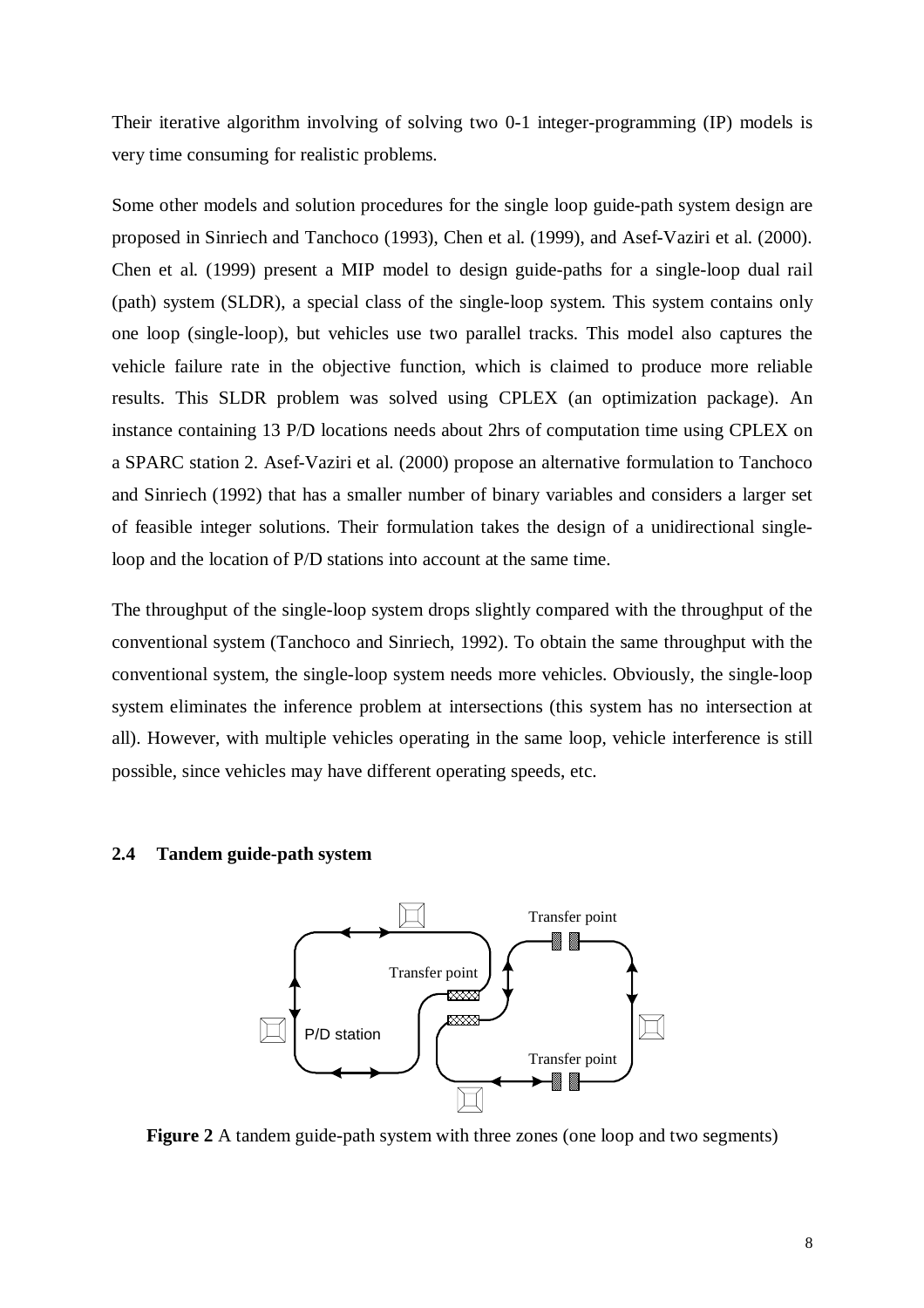Their iterative algorithm involving of solving two 0-1 integer-programming (IP) models is very time consuming for realistic problems.

Some other models and solution procedures for the single loop guide-path system design are proposed in Sinriech and Tanchoco (1993), Chen et al. (1999), and Asef-Vaziri et al. (2000). Chen et al. (1999) present a MIP model to design guide-paths for a single-loop dual rail (path) system (SLDR), a special class of the single-loop system. This system contains only one loop (single-loop), but vehicles use two parallel tracks. This model also captures the vehicle failure rate in the objective function, which is claimed to produce more reliable results. This SLDR problem was solved using CPLEX (an optimization package). An instance containing 13 P/D locations needs about 2hrs of computation time using CPLEX on a SPARC station 2. Asef-Vaziri et al. (2000) propose an alternative formulation to Tanchoco and Sinriech (1992) that has a smaller number of binary variables and considers a larger set of feasible integer solutions. Their formulation takes the design of a unidirectional single-loop and the location of P/D stations into account at the same time.

The throughput of the single-loop system drops slightly compared with the throughput of the conventional system (Tanchoco and Sinriech, 1992). To obtain the same throughput with the conventional system, the single-loop system needs more vehicles. Obviously, the single-loop system eliminates the inference problem at intersections (this system has no intersection at all). However, with multiple vehicles operating in the same loop, vehicle interference is still possible, since vehicles may have different operating speeds, etc.

### 2.4 Tandem guide-path system

**Figure 2** A tandem guide-path system with three zones (one loop and two segments)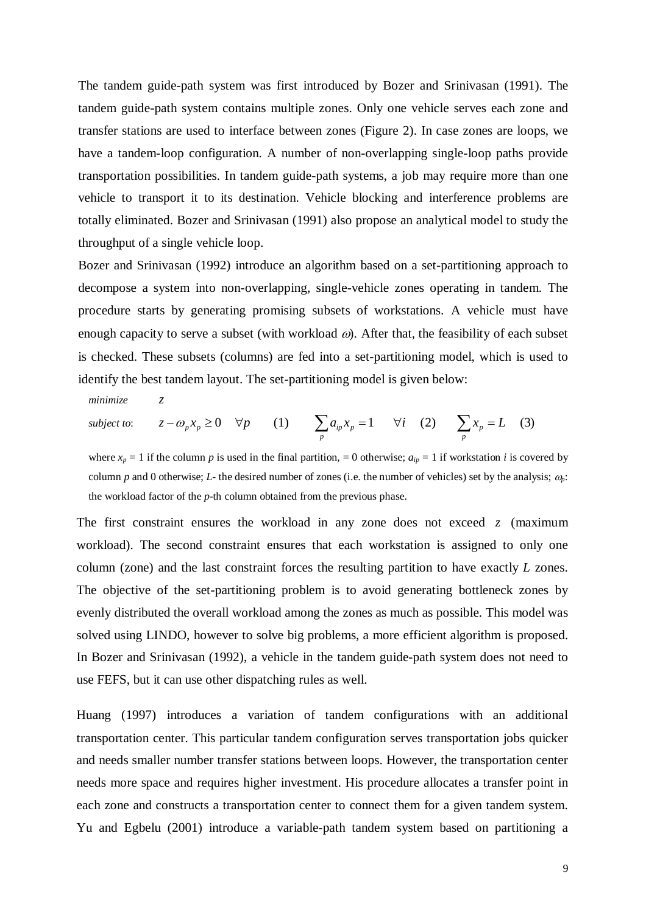The tandem guide-path system was first introduced by Bozer and Srinivasan (1991). The tandem guide-path system contains multiple zones. Only one vehicle serves each zone and transfer stations are used to interface between zones (Figure 2). In case zones are loops, we have a tandem-loop configuration. A number of non-overlapping single-loop paths provide transportation possibilities. In tandem guide-path systems, a job may require more than one vehicle to transport it to its destination. Vehicle blocking and interference problems are totally eliminated. Bozer and Srinivasan (1991) also propose an analytical model to study the throughput of a single vehicle loop.

Bozer and Srinivasan (1992) introduce an algorithm based on a set-partitioning approach to decompose a system into non-overlapping, single-vehicle zones operating in tandem. The procedure starts by generating promising subsets of workstations. A vehicle must have enough capacity to serve a subset (with workload $\omega$). After that, the feasibility of each subset is checked. These subsets (columns) are fed into a set-partitioning model, which is used to identify the best tandem layout. The set-partitioning model is given below:

$$\begin{aligned}
&\textit{minimize} \quad z \\
&\textit{subject to:} \quad z - \omega_p x_p \geq 0 \quad \forall p \quad (1) \qquad \sum_p a_{ip} x_p = 1 \quad \forall i \quad (2) \qquad \sum_p x_p = L \quad (3)
\end{aligned}$$

where $x_p = 1$ if the column $p$ is used in the final partition, = 0 otherwise; $a_{ip} = 1$ if workstation $i$ is covered by column $p$ and 0 otherwise; $L$- the desired number of zones (i.e. the number of vehicles) set by the analysis; $\omega_p$: the workload factor of the $p$-th column obtained from the previous phase.

The first constraint ensures the workload in any zone does not exceed $z$ (maximum workload). The second constraint ensures that each workstation is assigned to only one column (zone) and the last constraint forces the resulting partition to have exactly $L$ zones. The objective of the set-partitioning problem is to avoid generating bottleneck zones by evenly distributed the overall workload among the zones as much as possible. This model was solved using LINDO, however to solve big problems, a more efficient algorithm is proposed. In Bozer and Srinivasan (1992), a vehicle in the tandem guide-path system does not need to use FEFS, but it can use other dispatching rules as well.

Huang (1997) introduces a variation of tandem configurations with an additional transportation center. This particular tandem configuration serves transportation jobs quicker and needs smaller number transfer stations between loops. However, the transportation center needs more space and requires higher investment. His procedure allocates a transfer point in each zone and constructs a transportation center to connect them for a given tandem system. Yu and Egbelu (2001) introduce a variable-path tandem system based on partitioning a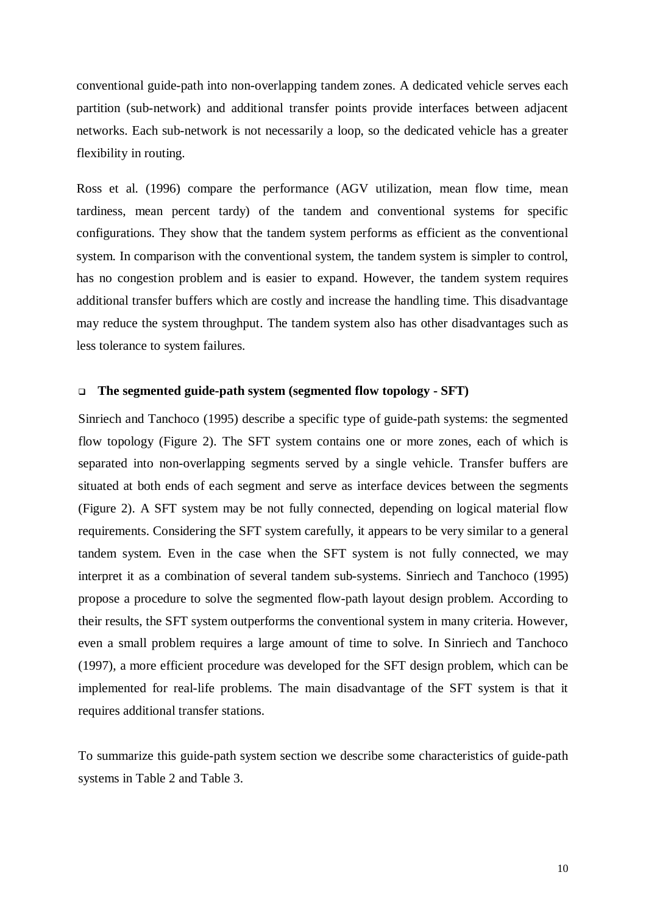conventional guide-path into non-overlapping tandem zones. A dedicated vehicle serves each partition (sub-network) and additional transfer points provide interfaces between adjacent networks. Each sub-network is not necessarily a loop, so the dedicated vehicle has a greater flexibility in routing.

Ross et al. (1996) compare the performance (AGV utilization, mean flow time, mean tardiness, mean percent tardy) of the tandem and conventional systems for specific configurations. They show that the tandem system performs as efficient as the conventional system. In comparison with the conventional system, the tandem system is simpler to control, has no congestion problem and is easier to expand. However, the tandem system requires additional transfer buffers which are costly and increase the handling time. This disadvantage may reduce the system throughput. The tandem system also has other disadvantages such as less tolerance to system failures.

- **The segmented guide-path system (segmented flow topology - SFT)**

Sinriech and Tanchoco (1995) describe a specific type of guide-path systems: the segmented flow topology (Figure 2). The SFT system contains one or more zones, each of which is separated into non-overlapping segments served by a single vehicle. Transfer buffers are situated at both ends of each segment and serve as interface devices between the segments (Figure 2). A SFT system may be not fully connected, depending on logical material flow requirements. Considering the SFT system carefully, it appears to be very similar to a general tandem system. Even in the case when the SFT system is not fully connected, we may interpret it as a combination of several tandem sub-systems. Sinriech and Tanchoco (1995) propose a procedure to solve the segmented flow-path layout design problem. According to their results, the SFT system outperforms the conventional system in many criteria. However, even a small problem requires a large amount of time to solve. In Sinriech and Tanchoco (1997), a more efficient procedure was developed for the SFT design problem, which can be implemented for real-life problems. The main disadvantage of the SFT system is that it requires additional transfer stations.

To summarize this guide-path system section we describe some characteristics of guide-path systems in Table 2 and Table 3.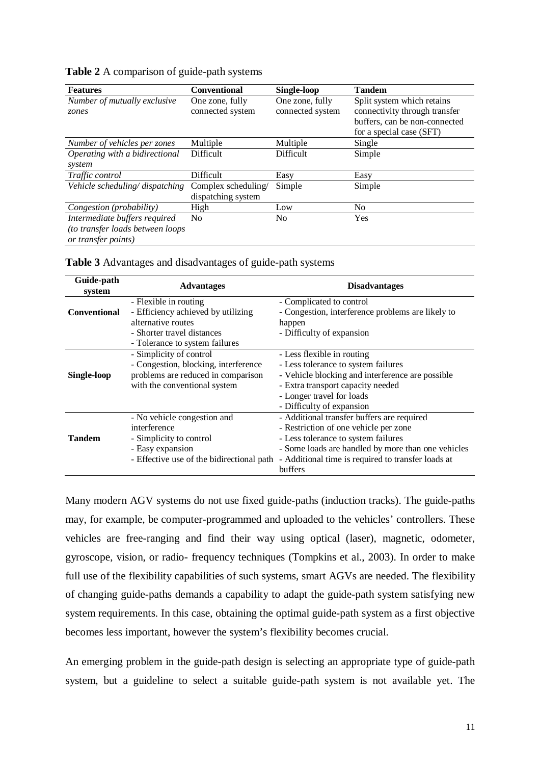**Table 2** A comparison of guide-path systems

| Features | Conventional | Single-loop | Tandem |
|---|---|---|---|
| *Number of mutually exclusive zones* | One zone, fully connected system | One zone, fully connected system | Split system which retains connectivity through transfer buffers, can be non-connected for a special case (SFT) |
| *Number of vehicles per zones* | Multiple | Multiple | Single |
| *Operating with a bidirectional system* | Difficult | Difficult | Simple |
| *Traffic control* | Difficult | Easy | Easy |
| *Vehicle scheduling/ dispatching* | Complex scheduling/ dispatching system | Simple | Simple |
| *Congestion (probability)* | High | Low | No |
| *Intermediate buffers required (to transfer loads between loops or transfer points)* | No | No | Yes |

**Table 3** Advantages and disadvantages of guide-path systems

| Guide-path system | Advantages | Disadvantages |
|---|---|---|
| **Conventional** | - Flexible in routing<br>- Efficiency achieved by utilizing alternative routes<br>- Shorter travel distances<br>- Tolerance to system failures | - Complicated to control<br>- Congestion, interference problems are likely to happen<br>- Difficulty of expansion |
| **Single-loop** | - Simplicity of control<br>- Congestion, blocking, interference problems are reduced in comparison with the conventional system | - Less flexible in routing<br>- Less tolerance to system failures<br>- Vehicle blocking and interference are possible<br>- Extra transport capacity needed<br>- Longer travel for loads<br>- Difficulty of expansion |
| **Tandem** | - No vehicle congestion and interference<br>- Simplicity to control<br>- Easy expansion<br>- Effective use of the bidirectional path | - Additional transfer buffers are required<br>- Restriction of one vehicle per zone<br>- Less tolerance to system failures<br>- Some loads are handled by more than one vehicles<br>- Additional time is required to transfer loads at buffers |

Many modern AGV systems do not use fixed guide-paths (induction tracks). The guide-paths may, for example, be computer-programmed and uploaded to the vehicles' controllers. These vehicles are free-ranging and find their way using optical (laser), magnetic, odometer, gyroscope, vision, or radio- frequency techniques (Tompkins et al., 2003). In order to make full use of the flexibility capabilities of such systems, smart AGVs are needed. The flexibility of changing guide-paths demands a capability to adapt the guide-path system satisfying new system requirements. In this case, obtaining the optimal guide-path system as a first objective becomes less important, however the system's flexibility becomes crucial.

An emerging problem in the guide-path design is selecting an appropriate type of guide-path system, but a guideline to select a suitable guide-path system is not available yet. The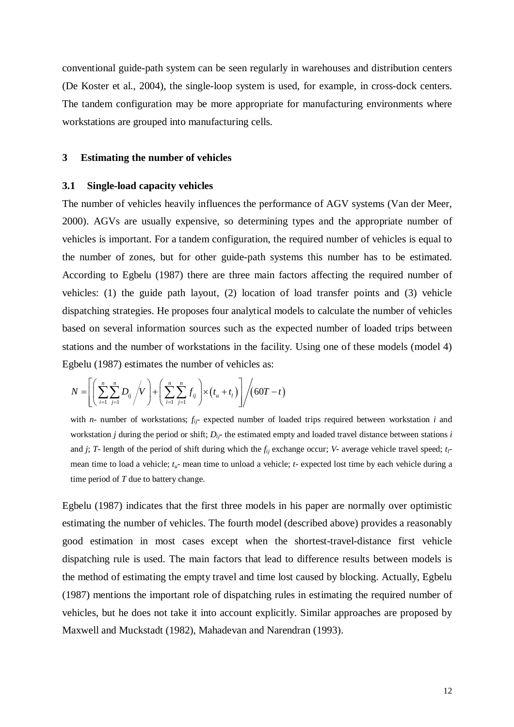conventional guide-path system can be seen regularly in warehouses and distribution centers (De Koster et al., 2004), the single-loop system is used, for example, in cross-dock centers. The tandem configuration may be more appropriate for manufacturing environments where workstations are grouped into manufacturing cells.

## 3 Estimating the number of vehicles

### 3.1 Single-load capacity vehicles

The number of vehicles heavily influences the performance of AGV systems (Van der Meer, 2000). AGVs are usually expensive, so determining types and the appropriate number of vehicles is important. For a tandem configuration, the required number of vehicles is equal to the number of zones, but for other guide-path systems this number has to be estimated. According to Egbelu (1987) there are three main factors affecting the required number of vehicles: (1) the guide path layout, (2) location of load transfer points and (3) vehicle dispatching strategies. He proposes four analytical models to calculate the number of vehicles based on several information sources such as the expected number of loaded trips between stations and the number of workstations in the facility. Using one of these models (model 4) Egbelu (1987) estimates the number of vehicles as:

$$N = \left[ \left( \sum_{i=1}^{n} \sum_{j=1}^{n} D_{ij} \Big/ V \right) + \left( \sum_{i=1}^{n} \sum_{j=1}^{n} f_{ij} \right) \times \left( t_u + t_l \right) \right] \Big/ \left( 60T - t \right)$$

with $n$- number of workstations; $f_{ij}$- expected number of loaded trips required between workstation $i$ and workstation $j$ during the period or shift; $D_{ij}$- the estimated empty and loaded travel distance between stations $i$ and $j$; $T$- length of the period of shift during which the $f_{ij}$ exchange occur; $V$- average vehicle travel speed; $t_l$- mean time to load a vehicle; $t_u$- mean time to unload a vehicle; $t$- expected lost time by each vehicle during a time period of $T$ due to battery change.

Egbelu (1987) indicates that the first three models in his paper are normally over optimistic estimating the number of vehicles. The fourth model (described above) provides a reasonably good estimation in most cases except when the shortest-travel-distance first vehicle dispatching rule is used. The main factors that lead to difference results between models is the method of estimating the empty travel and time lost caused by blocking. Actually, Egbelu (1987) mentions the important role of dispatching rules in estimating the required number of vehicles, but he does not take it into account explicitly. Similar approaches are proposed by Maxwell and Muckstadt (1982), Mahadevan and Narendran (1993).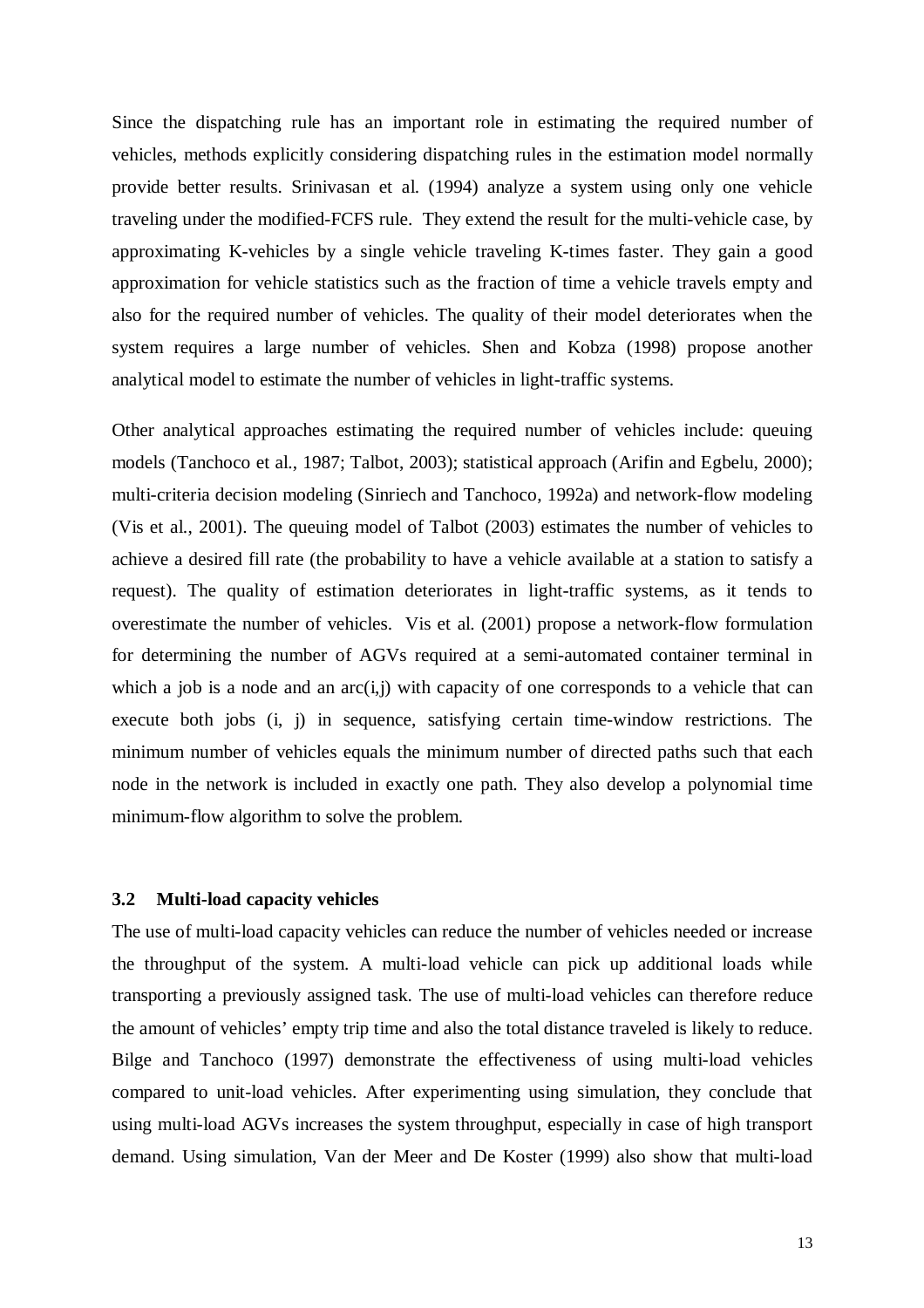Since the dispatching rule has an important role in estimating the required number of vehicles, methods explicitly considering dispatching rules in the estimation model normally provide better results. Srinivasan et al. (1994) analyze a system using only one vehicle traveling under the modified-FCFS rule. They extend the result for the multi-vehicle case, by approximating K-vehicles by a single vehicle traveling K-times faster. They gain a good approximation for vehicle statistics such as the fraction of time a vehicle travels empty and also for the required number of vehicles. The quality of their model deteriorates when the system requires a large number of vehicles. Shen and Kobza (1998) propose another analytical model to estimate the number of vehicles in light-traffic systems.

Other analytical approaches estimating the required number of vehicles include: queuing models (Tanchoco et al., 1987; Talbot, 2003); statistical approach (Arifin and Egbelu, 2000); multi-criteria decision modeling (Sinriech and Tanchoco, 1992a) and network-flow modeling (Vis et al., 2001). The queuing model of Talbot (2003) estimates the number of vehicles to achieve a desired fill rate (the probability to have a vehicle available at a station to satisfy a request). The quality of estimation deteriorates in light-traffic systems, as it tends to overestimate the number of vehicles. Vis et al. (2001) propose a network-flow formulation for determining the number of AGVs required at a semi-automated container terminal in which a job is a node and an arc(i,j) with capacity of one corresponds to a vehicle that can execute both jobs (i, j) in sequence, satisfying certain time-window restrictions. The minimum number of vehicles equals the minimum number of directed paths such that each node in the network is included in exactly one path. They also develop a polynomial time minimum-flow algorithm to solve the problem.

### 3.2 Multi-load capacity vehicles

The use of multi-load capacity vehicles can reduce the number of vehicles needed or increase the throughput of the system. A multi-load vehicle can pick up additional loads while transporting a previously assigned task. The use of multi-load vehicles can therefore reduce the amount of vehicles' empty trip time and also the total distance traveled is likely to reduce. Bilge and Tanchoco (1997) demonstrate the effectiveness of using multi-load vehicles compared to unit-load vehicles. After experimenting using simulation, they conclude that using multi-load AGVs increases the system throughput, especially in case of high transport demand. Using simulation, Van der Meer and De Koster (1999) also show that multi-load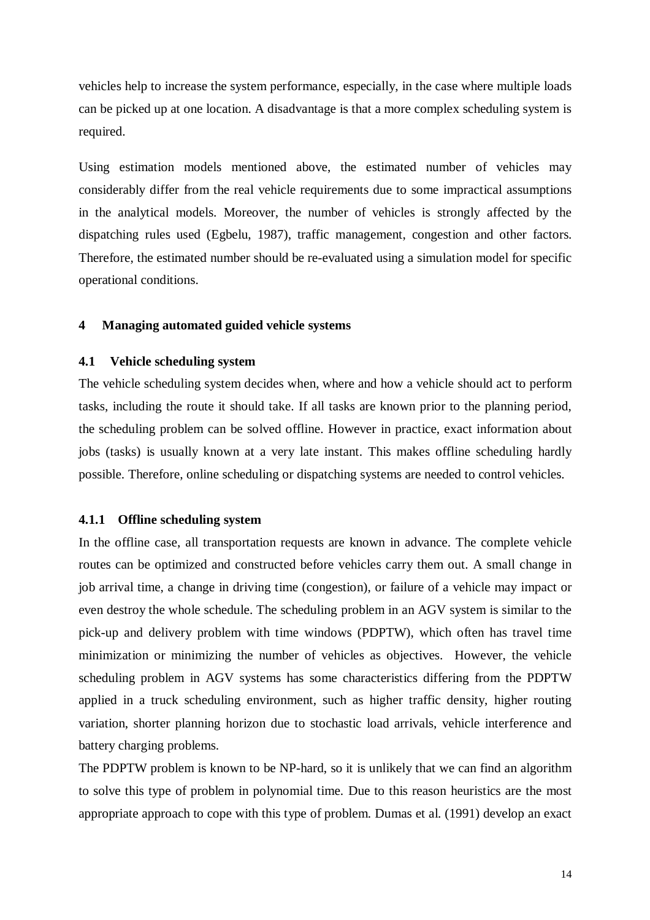vehicles help to increase the system performance, especially, in the case where multiple loads can be picked up at one location. A disadvantage is that a more complex scheduling system is required.

Using estimation models mentioned above, the estimated number of vehicles may considerably differ from the real vehicle requirements due to some impractical assumptions in the analytical models. Moreover, the number of vehicles is strongly affected by the dispatching rules used (Egbelu, 1987), traffic management, congestion and other factors. Therefore, the estimated number should be re-evaluated using a simulation model for specific operational conditions.

# 4 Managing automated guided vehicle systems

## 4.1 Vehicle scheduling system

The vehicle scheduling system decides when, where and how a vehicle should act to perform tasks, including the route it should take. If all tasks are known prior to the planning period, the scheduling problem can be solved offline. However in practice, exact information about jobs (tasks) is usually known at a very late instant. This makes offline scheduling hardly possible. Therefore, online scheduling or dispatching systems are needed to control vehicles.

### 4.1.1 Offline scheduling system

In the offline case, all transportation requests are known in advance. The complete vehicle routes can be optimized and constructed before vehicles carry them out. A small change in job arrival time, a change in driving time (congestion), or failure of a vehicle may impact or even destroy the whole schedule. The scheduling problem in an AGV system is similar to the pick-up and delivery problem with time windows (PDPTW), which often has travel time minimization or minimizing the number of vehicles as objectives. However, the vehicle scheduling problem in AGV systems has some characteristics differing from the PDPTW applied in a truck scheduling environment, such as higher traffic density, higher routing variation, shorter planning horizon due to stochastic load arrivals, vehicle interference and battery charging problems.

The PDPTW problem is known to be NP-hard, so it is unlikely that we can find an algorithm to solve this type of problem in polynomial time. Due to this reason heuristics are the most appropriate approach to cope with this type of problem. Dumas et al. (1991) develop an exact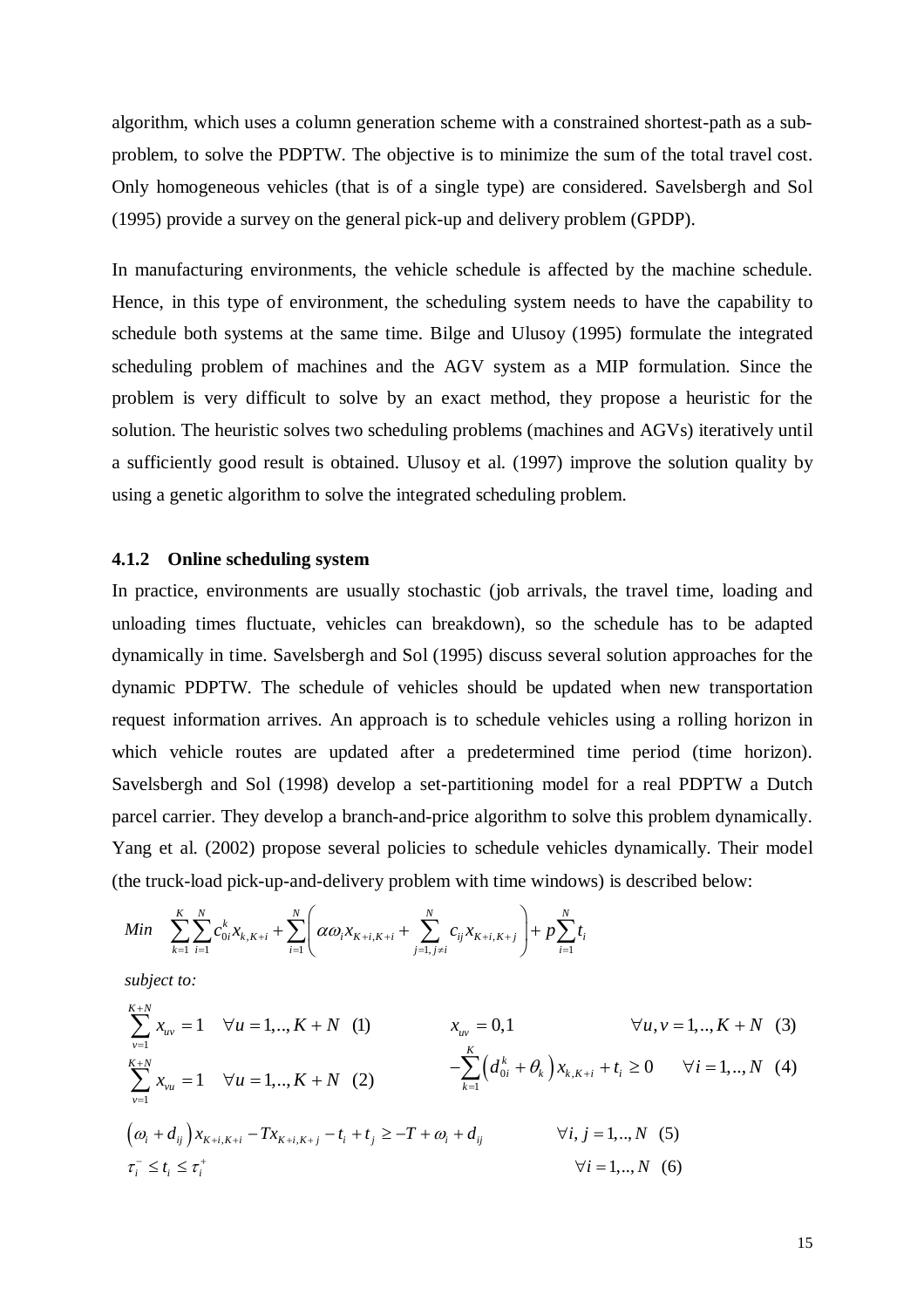algorithm, which uses a column generation scheme with a constrained shortest-path as a sub-problem, to solve the PDPTW. The objective is to minimize the sum of the total travel cost. Only homogeneous vehicles (that is of a single type) are considered. Savelsbergh and Sol (1995) provide a survey on the general pick-up and delivery problem (GPDP).

In manufacturing environments, the vehicle schedule is affected by the machine schedule. Hence, in this type of environment, the scheduling system needs to have the capability to schedule both systems at the same time. Bilge and Ulusoy (1995) formulate the integrated scheduling problem of machines and the AGV system as a MIP formulation. Since the problem is very difficult to solve by an exact method, they propose a heuristic for the solution. The heuristic solves two scheduling problems (machines and AGVs) iteratively until a sufficiently good result is obtained. Ulusoy et al. (1997) improve the solution quality by using a genetic algorithm to solve the integrated scheduling problem.

### 4.1.2 Online scheduling system

In practice, environments are usually stochastic (job arrivals, the travel time, loading and unloading times fluctuate, vehicles can breakdown), so the schedule has to be adapted dynamically in time. Savelsbergh and Sol (1995) discuss several solution approaches for the dynamic PDPTW. The schedule of vehicles should be updated when new transportation request information arrives. An approach is to schedule vehicles using a rolling horizon in which vehicle routes are updated after a predetermined time period (time horizon). Savelsbergh and Sol (1998) develop a set-partitioning model for a real PDPTW a Dutch parcel carrier. They develop a branch-and-price algorithm to solve this problem dynamically. Yang et al. (2002) propose several policies to schedule vehicles dynamically. Their model (the truck-load pick-up-and-delivery problem with time windows) is described below:

$$Min \quad \sum_{k=1}^{K}\sum_{i=1}^{N} c_{0i}^{k} x_{k,K+i} + \sum_{i=1}^{N}\left( \alpha\omega_i x_{K+i,K+i} + \sum_{j=1, j\neq i}^{N} c_{ij} x_{K+i,K+j} \right) + p\sum_{i=1}^{N} t_i$$

*subject to:*

$$\sum_{v=1}^{K+N} x_{uv} = 1 \quad \forall u = 1,..,K+N \quad (1)$$

$$\sum_{v=1}^{K+N} x_{vu} = 1 \quad \forall u = 1,..,K+N \quad (2)$$

$$x_{uv} = 0,1 \quad \forall u,v = 1,..,K+N \quad (3)$$

$$-\sum_{k=1}^{K}\left(d_{0i}^{k} + \theta_k\right) x_{k,K+i} + t_i \geq 0 \quad \forall i = 1,..,N \quad (4)$$

$$\left(\omega_i + d_{ij}\right) x_{K+i,K+i} - T x_{K+i,K+j} - t_i + t_j \geq -T + \omega_i + d_{ij} \quad \forall i,j = 1,..,N \quad (5)$$

$$\tau_i^{-} \leq t_i \leq \tau_i^{+} \quad \forall i = 1,..,N \quad (6)$$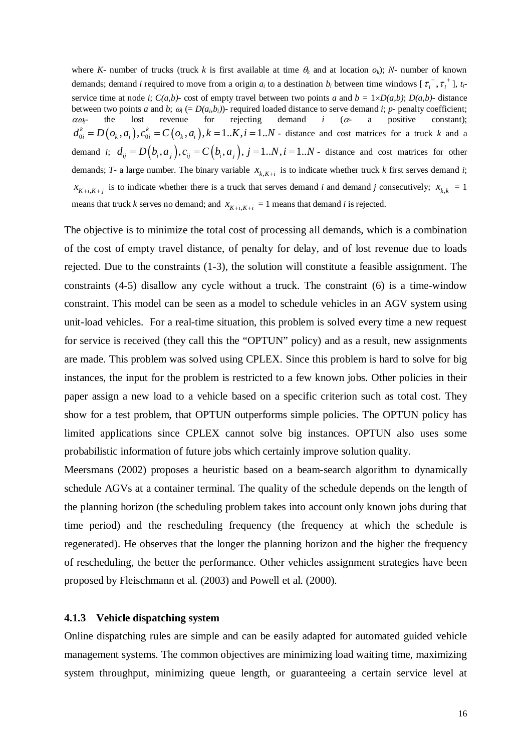where $K$- number of trucks (truck $k$ is first available at time $\theta_k$ and at location $o_k$); $N$- number of known demands; demand $i$ required to move from a origin $a_i$ to a destination $b_i$ between time windows [ $\tau_i^-, \tau_i^+$ ], $t_i$- service time at node $i$; $C(a,b)$- cost of empty travel between two points $a$ and $b$ = $1 \times D(a,b)$; $D(a,b)$- distance between two points $a$ and $b$; $\omega_i$ (= $D(a_i,b_i)$)- required loaded distance to serve demand $i$; $p$- penalty coefficient; $\alpha\omega_i$- the lost revenue for rejecting demand $i$ ($\alpha$- a positive constant); $d_{0i}^k = D(o_k, a_i), c_{0i}^k = C(o_k, a_i), k = 1..K, i = 1..N$ - distance and cost matrices for a truck $k$ and a demand $i$; $d_{ij} = D(b_i, a_j), c_{ij} = C(b_i, a_j), j = 1..N, i = 1..N$ - distance and cost matrices for other demands; $T$- a large number. The binary variable $x_{k,K+i}$ is to indicate whether truck $k$ first serves demand $i$; $x_{K+i,K+j}$ is to indicate whether there is a truck that serves demand $i$ and demand $j$ consecutively; $x_{k,k}$ = 1 means that truck $k$ serves no demand; and $x_{K+i,K+i}$ = 1 means that demand $i$ is rejected.

The objective is to minimize the total cost of processing all demands, which is a combination of the cost of empty travel distance, of penalty for delay, and of lost revenue due to loads rejected. Due to the constraints (1-3), the solution will constitute a feasible assignment. The constraints (4-5) disallow any cycle without a truck. The constraint (6) is a time-window constraint. This model can be seen as a model to schedule vehicles in an AGV system using unit-load vehicles. For a real-time situation, this problem is solved every time a new request for service is received (they call this the "OPTUN" policy) and as a result, new assignments are made. This problem was solved using CPLEX. Since this problem is hard to solve for big instances, the input for the problem is restricted to a few known jobs. Other policies in their paper assign a new load to a vehicle based on a specific criterion such as total cost. They show for a test problem, that OPTUN outperforms simple policies. The OPTUN policy has limited applications since CPLEX cannot solve big instances. OPTUN also uses some probabilistic information of future jobs which certainly improve solution quality.

Meersmans (2002) proposes a heuristic based on a beam-search algorithm to dynamically schedule AGVs at a container terminal. The quality of the schedule depends on the length of the planning horizon (the scheduling problem takes into account only known jobs during that time period) and the rescheduling frequency (the frequency at which the schedule is regenerated). He observes that the longer the planning horizon and the higher the frequency of rescheduling, the better the performance. Other vehicles assignment strategies have been proposed by Fleischmann et al. (2003) and Powell et al. (2000).

### 4.1.3 Vehicle dispatching system

Online dispatching rules are simple and can be easily adapted for automated guided vehicle management systems. The common objectives are minimizing load waiting time, maximizing system throughput, minimizing queue length, or guaranteeing a certain service level at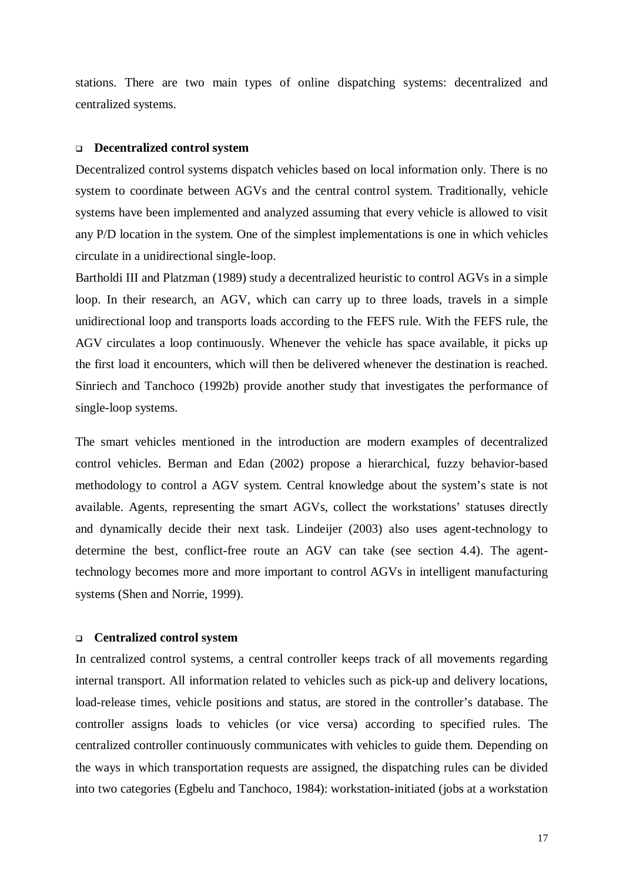stations. There are two main types of online dispatching systems: decentralized and centralized systems.

- **Decentralized control system**

Decentralized control systems dispatch vehicles based on local information only. There is no system to coordinate between AGVs and the central control system. Traditionally, vehicle systems have been implemented and analyzed assuming that every vehicle is allowed to visit any P/D location in the system. One of the simplest implementations is one in which vehicles circulate in a unidirectional single-loop.

Bartholdi III and Platzman (1989) study a decentralized heuristic to control AGVs in a simple loop. In their research, an AGV, which can carry up to three loads, travels in a simple unidirectional loop and transports loads according to the FEFS rule. With the FEFS rule, the AGV circulates a loop continuously. Whenever the vehicle has space available, it picks up the first load it encounters, which will then be delivered whenever the destination is reached. Sinriech and Tanchoco (1992b) provide another study that investigates the performance of single-loop systems.

The smart vehicles mentioned in the introduction are modern examples of decentralized control vehicles. Berman and Edan (2002) propose a hierarchical, fuzzy behavior-based methodology to control a AGV system. Central knowledge about the system's state is not available. Agents, representing the smart AGVs, collect the workstations' statuses directly and dynamically decide their next task. Lindeijer (2003) also uses agent-technology to determine the best, conflict-free route an AGV can take (see section 4.4). The agent-technology becomes more and more important to control AGVs in intelligent manufacturing systems (Shen and Norrie, 1999).

- **Centralized control system**

In centralized control systems, a central controller keeps track of all movements regarding internal transport. All information related to vehicles such as pick-up and delivery locations, load-release times, vehicle positions and status, are stored in the controller's database. The controller assigns loads to vehicles (or vice versa) according to specified rules. The centralized controller continuously communicates with vehicles to guide them. Depending on the ways in which transportation requests are assigned, the dispatching rules can be divided into two categories (Egbelu and Tanchoco, 1984): workstation-initiated (jobs at a workstation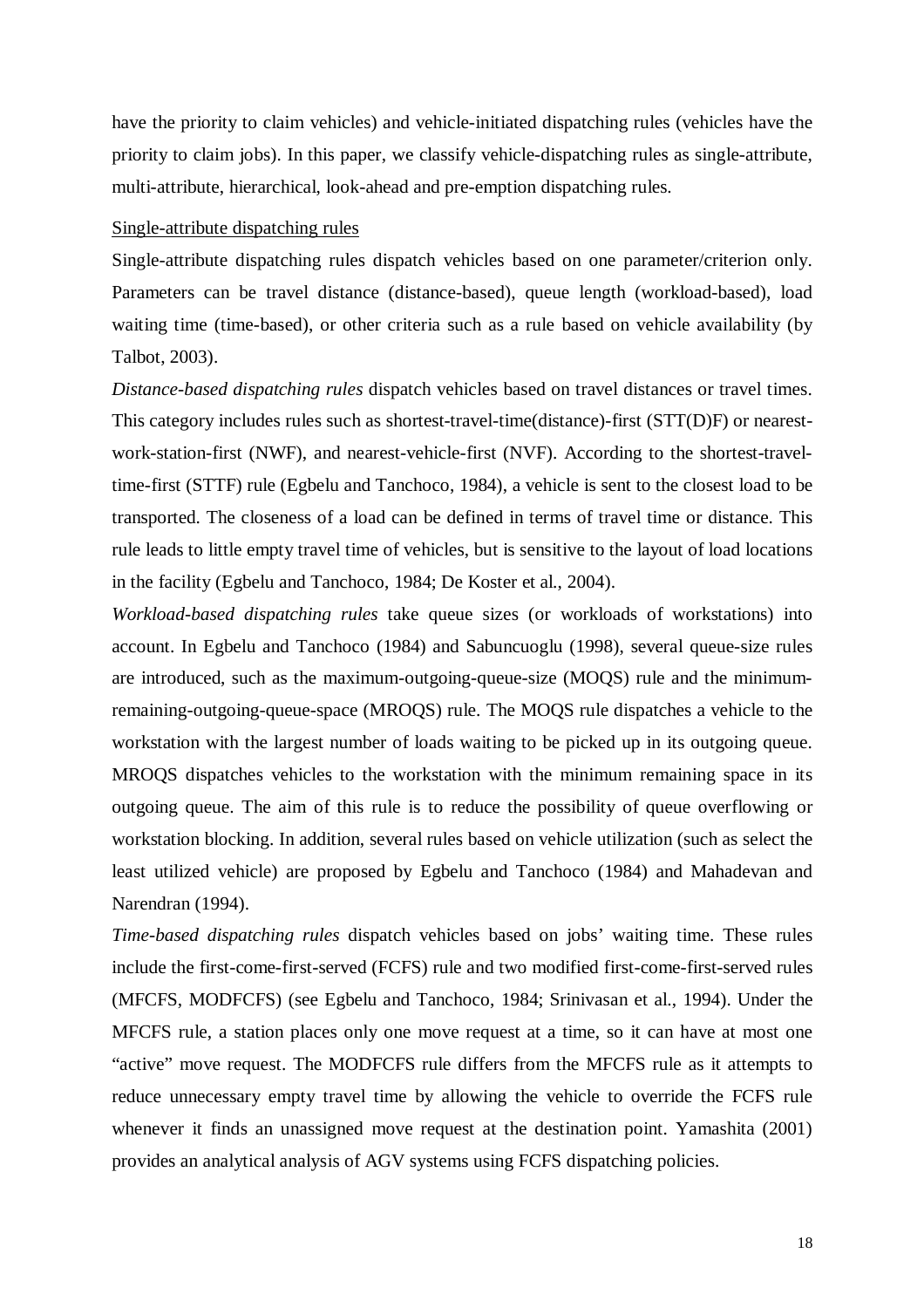have the priority to claim vehicles) and vehicle-initiated dispatching rules (vehicles have the priority to claim jobs). In this paper, we classify vehicle-dispatching rules as single-attribute, multi-attribute, hierarchical, look-ahead and pre-emption dispatching rules.

Single-attribute dispatching rules

Single-attribute dispatching rules dispatch vehicles based on one parameter/criterion only. Parameters can be travel distance (distance-based), queue length (workload-based), load waiting time (time-based), or other criteria such as a rule based on vehicle availability (by Talbot, 2003).

*Distance-based dispatching rules* dispatch vehicles based on travel distances or travel times. This category includes rules such as shortest-travel-time(distance)-first (STT(D)F) or nearest-work-station-first (NWF), and nearest-vehicle-first (NVF). According to the shortest-travel-time-first (STTF) rule (Egbelu and Tanchoco, 1984), a vehicle is sent to the closest load to be transported. The closeness of a load can be defined in terms of travel time or distance. This rule leads to little empty travel time of vehicles, but is sensitive to the layout of load locations in the facility (Egbelu and Tanchoco, 1984; De Koster et al., 2004).

*Workload-based dispatching rules* take queue sizes (or workloads of workstations) into account. In Egbelu and Tanchoco (1984) and Sabuncuoglu (1998), several queue-size rules are introduced, such as the maximum-outgoing-queue-size (MOQS) rule and the minimum-remaining-outgoing-queue-space (MROQS) rule. The MOQS rule dispatches a vehicle to the workstation with the largest number of loads waiting to be picked up in its outgoing queue. MROQS dispatches vehicles to the workstation with the minimum remaining space in its outgoing queue. The aim of this rule is to reduce the possibility of queue overflowing or workstation blocking. In addition, several rules based on vehicle utilization (such as select the least utilized vehicle) are proposed by Egbelu and Tanchoco (1984) and Mahadevan and Narendran (1994).

*Time-based dispatching rules* dispatch vehicles based on jobs' waiting time. These rules include the first-come-first-served (FCFS) rule and two modified first-come-first-served rules (MFCFS, MODFCFS) (see Egbelu and Tanchoco, 1984; Srinivasan et al., 1994). Under the MFCFS rule, a station places only one move request at a time, so it can have at most one "active" move request. The MODFCFS rule differs from the MFCFS rule as it attempts to reduce unnecessary empty travel time by allowing the vehicle to override the FCFS rule whenever it finds an unassigned move request at the destination point. Yamashita (2001) provides an analytical analysis of AGV systems using FCFS dispatching policies.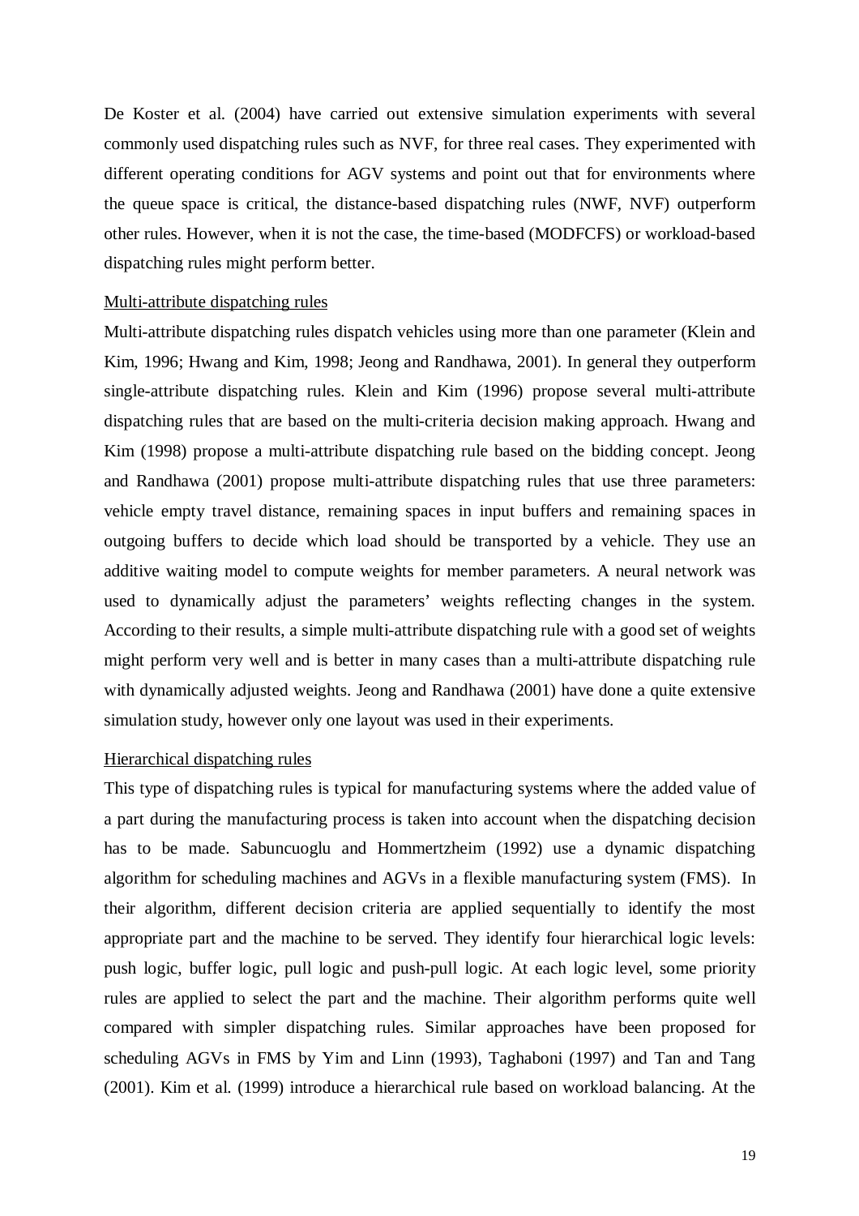De Koster et al. (2004) have carried out extensive simulation experiments with several commonly used dispatching rules such as NVF, for three real cases. They experimented with different operating conditions for AGV systems and point out that for environments where the queue space is critical, the distance-based dispatching rules (NWF, NVF) outperform other rules. However, when it is not the case, the time-based (MODFCFS) or workload-based dispatching rules might perform better.

<u>Multi-attribute dispatching rules</u>

Multi-attribute dispatching rules dispatch vehicles using more than one parameter (Klein and Kim, 1996; Hwang and Kim, 1998; Jeong and Randhawa, 2001). In general they outperform single-attribute dispatching rules. Klein and Kim (1996) propose several multi-attribute dispatching rules that are based on the multi-criteria decision making approach. Hwang and Kim (1998) propose a multi-attribute dispatching rule based on the bidding concept. Jeong and Randhawa (2001) propose multi-attribute dispatching rules that use three parameters: vehicle empty travel distance, remaining spaces in input buffers and remaining spaces in outgoing buffers to decide which load should be transported by a vehicle. They use an additive waiting model to compute weights for member parameters. A neural network was used to dynamically adjust the parameters' weights reflecting changes in the system. According to their results, a simple multi-attribute dispatching rule with a good set of weights might perform very well and is better in many cases than a multi-attribute dispatching rule with dynamically adjusted weights. Jeong and Randhawa (2001) have done a quite extensive simulation study, however only one layout was used in their experiments.

<u>Hierarchical dispatching rules</u>

This type of dispatching rules is typical for manufacturing systems where the added value of a part during the manufacturing process is taken into account when the dispatching decision has to be made. Sabuncuoglu and Hommertzheim (1992) use a dynamic dispatching algorithm for scheduling machines and AGVs in a flexible manufacturing system (FMS). In their algorithm, different decision criteria are applied sequentially to identify the most appropriate part and the machine to be served. They identify four hierarchical logic levels: push logic, buffer logic, pull logic and push-pull logic. At each logic level, some priority rules are applied to select the part and the machine. Their algorithm performs quite well compared with simpler dispatching rules. Similar approaches have been proposed for scheduling AGVs in FMS by Yim and Linn (1993), Taghaboni (1997) and Tan and Tang (2001). Kim et al. (1999) introduce a hierarchical rule based on workload balancing. At the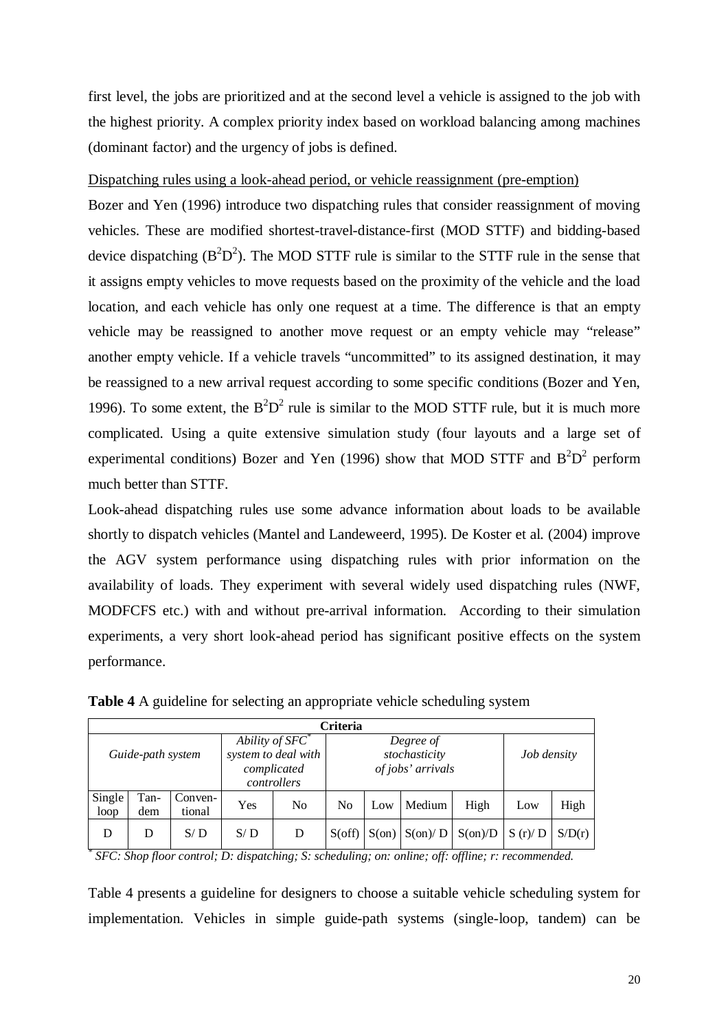first level, the jobs are prioritized and at the second level a vehicle is assigned to the job with the highest priority. A complex priority index based on workload balancing among machines (dominant factor) and the urgency of jobs is defined.

Dispatching rules using a look-ahead period, or vehicle reassignment (pre-emption)

Bozer and Yen (1996) introduce two dispatching rules that consider reassignment of moving vehicles. These are modified shortest-travel-distance-first (MOD STTF) and bidding-based device dispatching ($B^2D^2$). The MOD STTF rule is similar to the STTF rule in the sense that it assigns empty vehicles to move requests based on the proximity of the vehicle and the load location, and each vehicle has only one request at a time. The difference is that an empty vehicle may be reassigned to another move request or an empty vehicle may "release" another empty vehicle. If a vehicle travels "uncommitted" to its assigned destination, it may be reassigned to a new arrival request according to some specific conditions (Bozer and Yen, 1996). To some extent, the $B^2D^2$ rule is similar to the MOD STTF rule, but it is much more complicated. Using a quite extensive simulation study (four layouts and a large set of experimental conditions) Bozer and Yen (1996) show that MOD STTF and $B^2D^2$ perform much better than STTF.

Look-ahead dispatching rules use some advance information about loads to be available shortly to dispatch vehicles (Mantel and Landeweerd, 1995). De Koster et al. (2004) improve the AGV system performance using dispatching rules with prior information on the availability of loads. They experiment with several widely used dispatching rules (NWF, MODFCFS etc.) with and without pre-arrival information. According to their simulation experiments, a very short look-ahead period has significant positive effects on the system performance.

**Table 4** A guideline for selecting an appropriate vehicle scheduling system

| **Criteria** | | | | | | | | | | |
|---|---|---|---|---|---|---|---|---|---|---|
| *Guide-path system* | | | *Ability of SFC\* system to deal with complicated controllers* | | *Degree of stochasticity of jobs' arrivals* | | | | *Job density* | |
| Single loop | Tan-dem | Conven-tional | Yes | No | No | Low | Medium | High | Low | High |
| D | D | S/ D | S/ D | D | S(off) | S(on) | S(on)/ D | S(on)/D | S (r)/ D | S/D(r) |

*\* SFC: Shop floor control; D: dispatching; S: scheduling; on: online; off: offline; r: recommended.*

Table 4 presents a guideline for designers to choose a suitable vehicle scheduling system for implementation. Vehicles in simple guide-path systems (single-loop, tandem) can be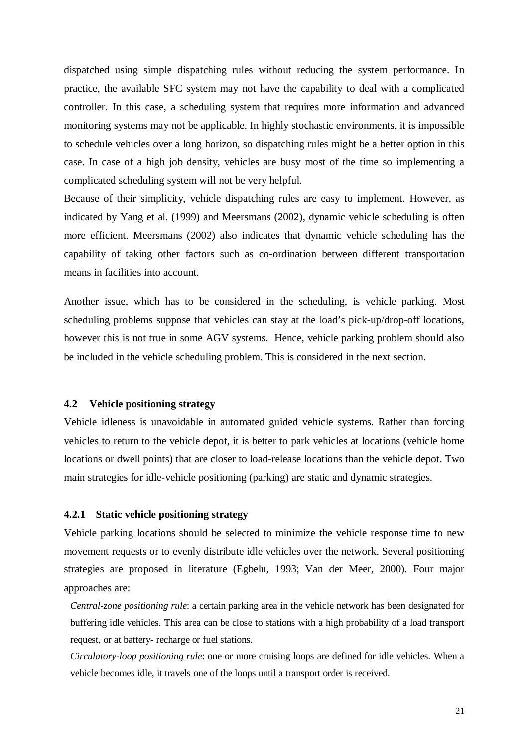dispatched using simple dispatching rules without reducing the system performance. In practice, the available SFC system may not have the capability to deal with a complicated controller. In this case, a scheduling system that requires more information and advanced monitoring systems may not be applicable. In highly stochastic environments, it is impossible to schedule vehicles over a long horizon, so dispatching rules might be a better option in this case. In case of a high job density, vehicles are busy most of the time so implementing a complicated scheduling system will not be very helpful.

Because of their simplicity, vehicle dispatching rules are easy to implement. However, as indicated by Yang et al. (1999) and Meersmans (2002), dynamic vehicle scheduling is often more efficient. Meersmans (2002) also indicates that dynamic vehicle scheduling has the capability of taking other factors such as co-ordination between different transportation means in facilities into account.

Another issue, which has to be considered in the scheduling, is vehicle parking. Most scheduling problems suppose that vehicles can stay at the load's pick-up/drop-off locations, however this is not true in some AGV systems. Hence, vehicle parking problem should also be included in the vehicle scheduling problem. This is considered in the next section.

### 4.2 Vehicle positioning strategy

Vehicle idleness is unavoidable in automated guided vehicle systems. Rather than forcing vehicles to return to the vehicle depot, it is better to park vehicles at locations (vehicle home locations or dwell points) that are closer to load-release locations than the vehicle depot. Two main strategies for idle-vehicle positioning (parking) are static and dynamic strategies.

#### 4.2.1 Static vehicle positioning strategy

Vehicle parking locations should be selected to minimize the vehicle response time to new movement requests or to evenly distribute idle vehicles over the network. Several positioning strategies are proposed in literature (Egbelu, 1993; Van der Meer, 2000). Four major approaches are:

*Central-zone positioning rule*: a certain parking area in the vehicle network has been designated for buffering idle vehicles. This area can be close to stations with a high probability of a load transport request, or at battery- recharge or fuel stations.

*Circulatory-loop positioning rule*: one or more cruising loops are defined for idle vehicles. When a vehicle becomes idle, it travels one of the loops until a transport order is received.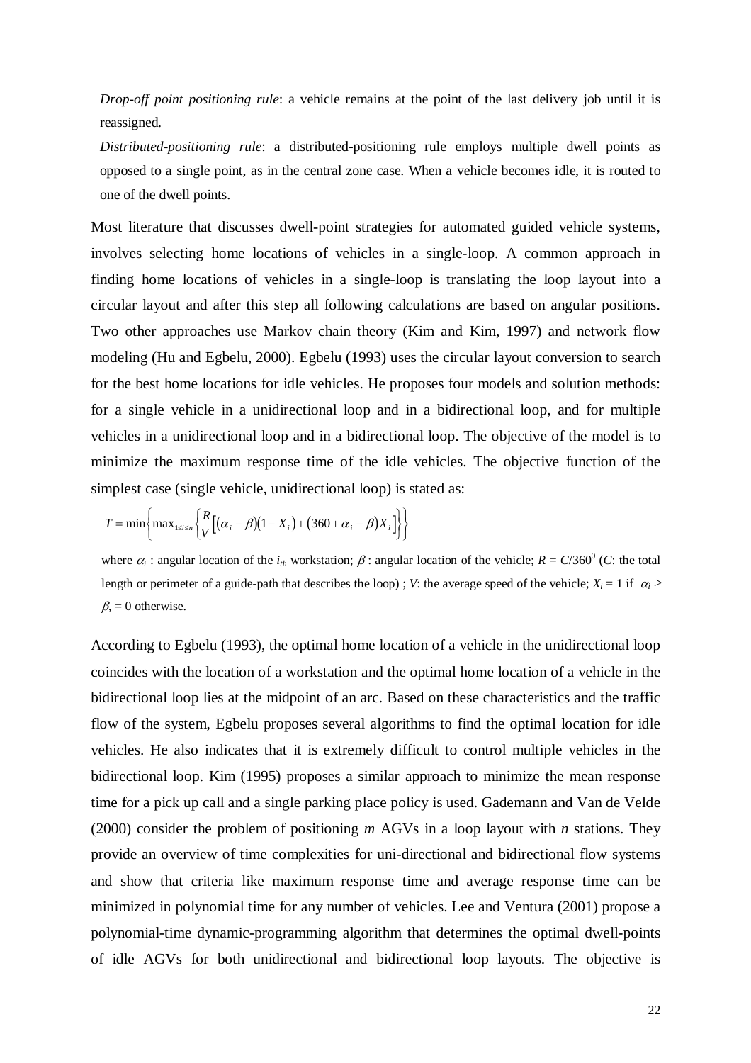*Drop-off point positioning rule*: a vehicle remains at the point of the last delivery job until it is reassigned.

*Distributed-positioning rule*: a distributed-positioning rule employs multiple dwell points as opposed to a single point, as in the central zone case. When a vehicle becomes idle, it is routed to one of the dwell points.

Most literature that discusses dwell-point strategies for automated guided vehicle systems, involves selecting home locations of vehicles in a single-loop. A common approach in finding home locations of vehicles in a single-loop is translating the loop layout into a circular layout and after this step all following calculations are based on angular positions. Two other approaches use Markov chain theory (Kim and Kim, 1997) and network flow modeling (Hu and Egbelu, 2000). Egbelu (1993) uses the circular layout conversion to search for the best home locations for idle vehicles. He proposes four models and solution methods: for a single vehicle in a unidirectional loop and in a bidirectional loop, and for multiple vehicles in a unidirectional loop and in a bidirectional loop. The objective of the model is to minimize the maximum response time of the idle vehicles. The objective function of the simplest case (single vehicle, unidirectional loop) is stated as:

$$T = \min\left\{\max_{1 \le i \le n}\left\{\frac{R}{V}\left[(\alpha_i - \beta)(1 - X_i) + (360 + \alpha_i - \beta)X_i\right]\right\}\right\}$$

where $\alpha_i$ : angular location of the $i_{th}$ workstation; $\beta$ : angular location of the vehicle; $R = C/360^0$ ($C$: the total length or perimeter of a guide-path that describes the loop) ; $V$: the average speed of the vehicle; $X_i = 1$ if $\alpha_i \geq \beta$, $= 0$ otherwise.

According to Egbelu (1993), the optimal home location of a vehicle in the unidirectional loop coincides with the location of a workstation and the optimal home location of a vehicle in the bidirectional loop lies at the midpoint of an arc. Based on these characteristics and the traffic flow of the system, Egbelu proposes several algorithms to find the optimal location for idle vehicles. He also indicates that it is extremely difficult to control multiple vehicles in the bidirectional loop. Kim (1995) proposes a similar approach to minimize the mean response time for a pick up call and a single parking place policy is used. Gademann and Van de Velde (2000) consider the problem of positioning $m$ AGVs in a loop layout with $n$ stations. They provide an overview of time complexities for uni-directional and bidirectional flow systems and show that criteria like maximum response time and average response time can be minimized in polynomial time for any number of vehicles. Lee and Ventura (2001) propose a polynomial-time dynamic-programming algorithm that determines the optimal dwell-points of idle AGVs for both unidirectional and bidirectional loop layouts. The objective is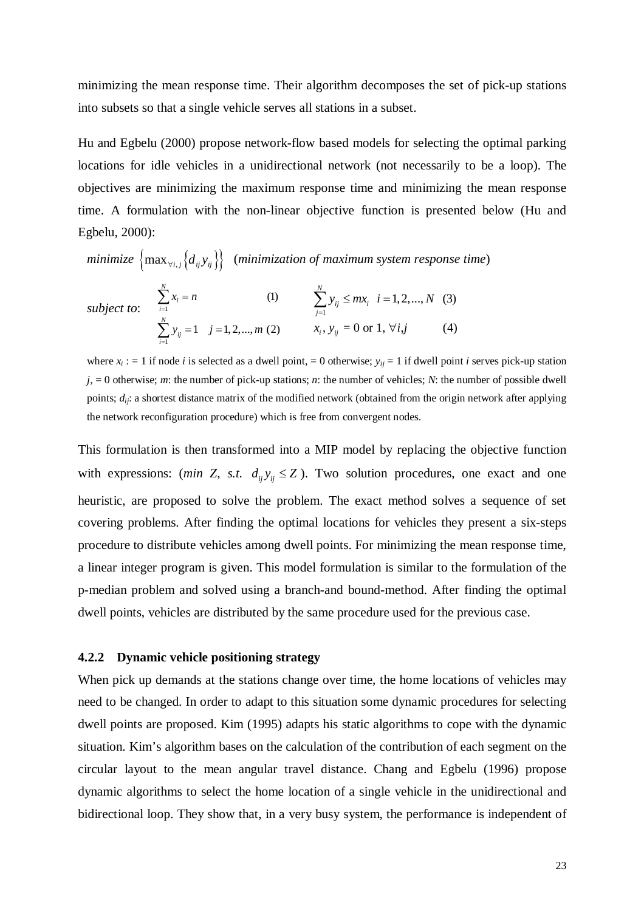minimizing the mean response time. Their algorithm decomposes the set of pick-up stations into subsets so that a single vehicle serves all stations in a subset.

Hu and Egbelu (2000) propose network-flow based models for selecting the optimal parking locations for idle vehicles in a unidirectional network (not necessarily to be a loop). The objectives are minimizing the maximum response time and minimizing the mean response time. A formulation with the non-linear objective function is presented below (Hu and Egbelu, 2000):

$$minimize \ \left\{\max_{\forall i,j}\left\{d_{ij}y_{ij}\right\}\right\} \quad (\textit{minimization of maximum system response time})$$

*subject to*:

$$\sum_{i=1}^{N} x_i = n \quad (1) \qquad \sum_{j=1}^{N} y_{ij} \le m x_i \quad i = 1,2,...,N \quad (3)$$

$$\sum_{i=1}^{N} y_{ij} = 1 \quad j = 1,2,...,m \quad (2) \qquad x_i, y_{ij} = 0 \text{ or } 1, \ \forall i,j \quad (4)$$

where $x_i$ : = 1 if node $i$ is selected as a dwell point, = 0 otherwise; $y_{ij}$ = 1 if dwell point $i$ serves pick-up station $j$, = 0 otherwise; $m$: the number of pick-up stations; $n$: the number of vehicles; $N$: the number of possible dwell points; $d_{ij}$: a shortest distance matrix of the modified network (obtained from the origin network after applying the network reconfiguration procedure) which is free from convergent nodes.

This formulation is then transformed into a MIP model by replacing the objective function with expressions: (*min Z, s.t.* $d_{ij}y_{ij} \le Z$). Two solution procedures, one exact and one heuristic, are proposed to solve the problem. The exact method solves a sequence of set covering problems. After finding the optimal locations for vehicles they present a six-steps procedure to distribute vehicles among dwell points. For minimizing the mean response time, a linear integer program is given. This model formulation is similar to the formulation of the p-median problem and solved using a branch-and bound-method. After finding the optimal dwell points, vehicles are distributed by the same procedure used for the previous case.

### 4.2.2 Dynamic vehicle positioning strategy

When pick up demands at the stations change over time, the home locations of vehicles may need to be changed. In order to adapt to this situation some dynamic procedures for selecting dwell points are proposed. Kim (1995) adapts his static algorithms to cope with the dynamic situation. Kim's algorithm bases on the calculation of the contribution of each segment on the circular layout to the mean angular travel distance. Chang and Egbelu (1996) propose dynamic algorithms to select the home location of a single vehicle in the unidirectional and bidirectional loop. They show that, in a very busy system, the performance is independent of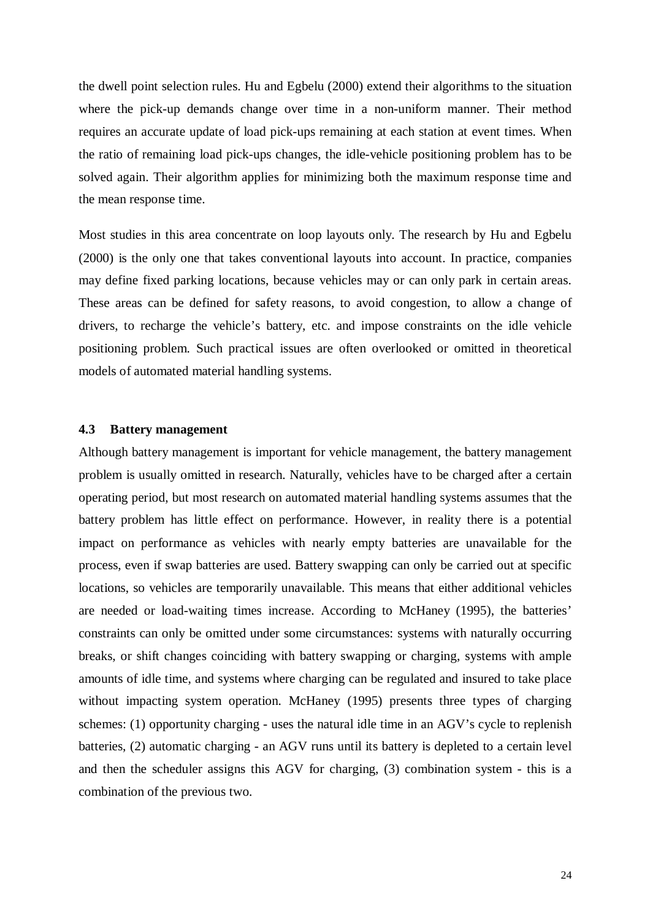the dwell point selection rules. Hu and Egbelu (2000) extend their algorithms to the situation where the pick-up demands change over time in a non-uniform manner. Their method requires an accurate update of load pick-ups remaining at each station at event times. When the ratio of remaining load pick-ups changes, the idle-vehicle positioning problem has to be solved again. Their algorithm applies for minimizing both the maximum response time and the mean response time.

Most studies in this area concentrate on loop layouts only. The research by Hu and Egbelu (2000) is the only one that takes conventional layouts into account. In practice, companies may define fixed parking locations, because vehicles may or can only park in certain areas. These areas can be defined for safety reasons, to avoid congestion, to allow a change of drivers, to recharge the vehicle's battery, etc. and impose constraints on the idle vehicle positioning problem. Such practical issues are often overlooked or omitted in theoretical models of automated material handling systems.

### 4.3 Battery management

Although battery management is important for vehicle management, the battery management problem is usually omitted in research. Naturally, vehicles have to be charged after a certain operating period, but most research on automated material handling systems assumes that the battery problem has little effect on performance. However, in reality there is a potential impact on performance as vehicles with nearly empty batteries are unavailable for the process, even if swap batteries are used. Battery swapping can only be carried out at specific locations, so vehicles are temporarily unavailable. This means that either additional vehicles are needed or load-waiting times increase. According to McHaney (1995), the batteries' constraints can only be omitted under some circumstances: systems with naturally occurring breaks, or shift changes coinciding with battery swapping or charging, systems with ample amounts of idle time, and systems where charging can be regulated and insured to take place without impacting system operation. McHaney (1995) presents three types of charging schemes: (1) opportunity charging - uses the natural idle time in an AGV's cycle to replenish batteries, (2) automatic charging - an AGV runs until its battery is depleted to a certain level and then the scheduler assigns this AGV for charging, (3) combination system - this is a combination of the previous two.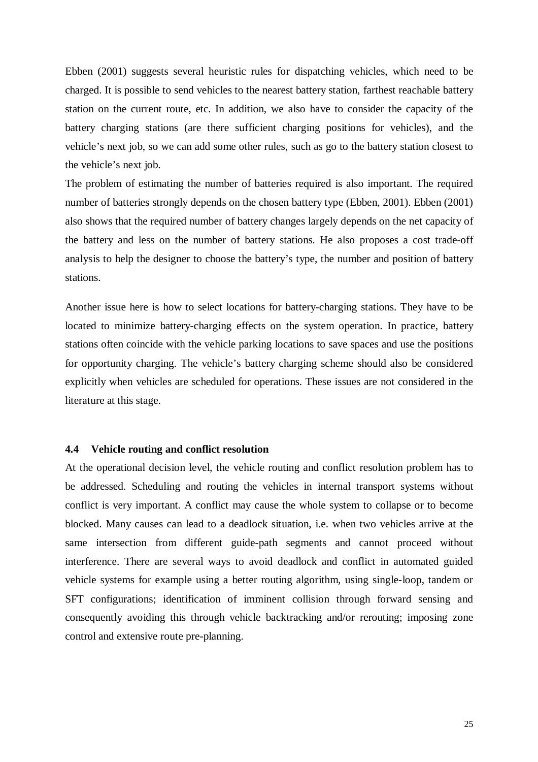Ebben (2001) suggests several heuristic rules for dispatching vehicles, which need to be charged. It is possible to send vehicles to the nearest battery station, farthest reachable battery station on the current route, etc. In addition, we also have to consider the capacity of the battery charging stations (are there sufficient charging positions for vehicles), and the vehicle's next job, so we can add some other rules, such as go to the battery station closest to the vehicle's next job.

The problem of estimating the number of batteries required is also important. The required number of batteries strongly depends on the chosen battery type (Ebben, 2001). Ebben (2001) also shows that the required number of battery changes largely depends on the net capacity of the battery and less on the number of battery stations. He also proposes a cost trade-off analysis to help the designer to choose the battery's type, the number and position of battery stations.

Another issue here is how to select locations for battery-charging stations. They have to be located to minimize battery-charging effects on the system operation. In practice, battery stations often coincide with the vehicle parking locations to save spaces and use the positions for opportunity charging. The vehicle's battery charging scheme should also be considered explicitly when vehicles are scheduled for operations. These issues are not considered in the literature at this stage.

### 4.4 Vehicle routing and conflict resolution

At the operational decision level, the vehicle routing and conflict resolution problem has to be addressed. Scheduling and routing the vehicles in internal transport systems without conflict is very important. A conflict may cause the whole system to collapse or to become blocked. Many causes can lead to a deadlock situation, i.e. when two vehicles arrive at the same intersection from different guide-path segments and cannot proceed without interference. There are several ways to avoid deadlock and conflict in automated guided vehicle systems for example using a better routing algorithm, using single-loop, tandem or SFT configurations; identification of imminent collision through forward sensing and consequently avoiding this through vehicle backtracking and/or rerouting; imposing zone control and extensive route pre-planning.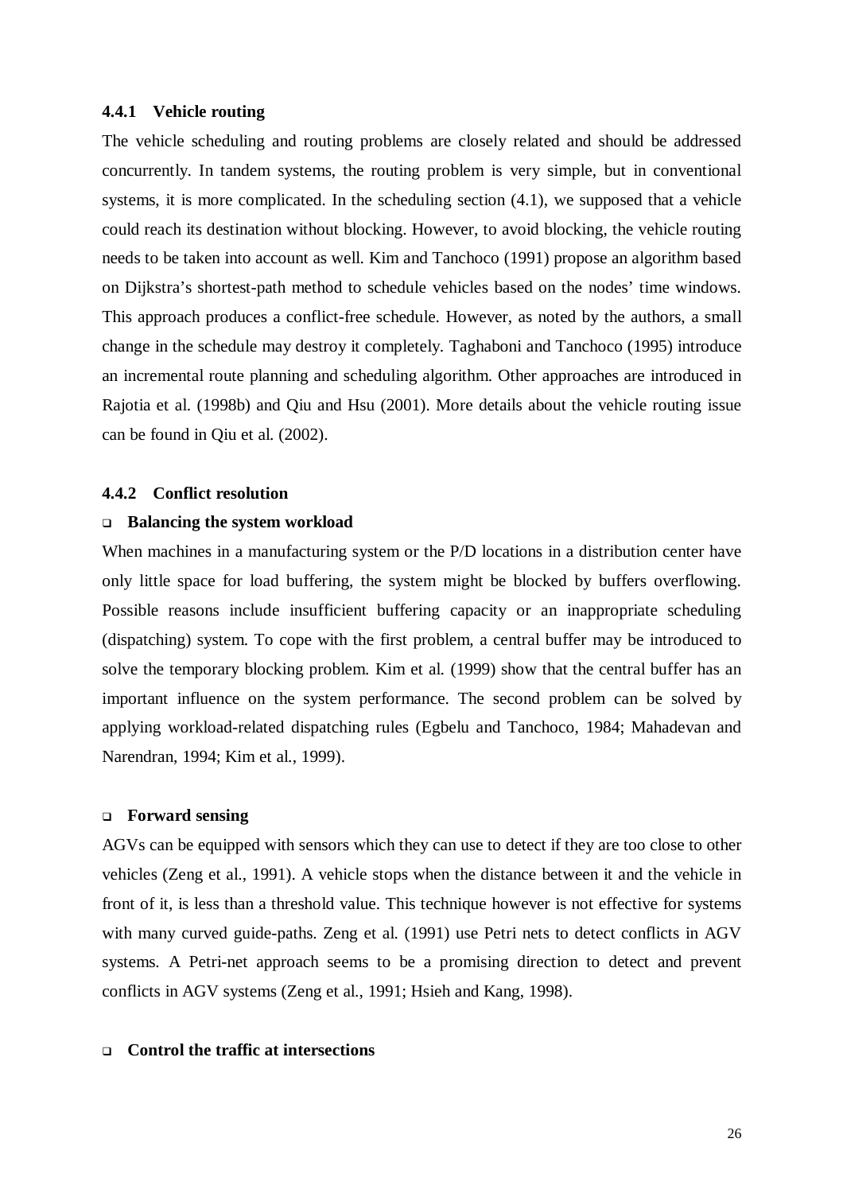### 4.4.1 Vehicle routing

The vehicle scheduling and routing problems are closely related and should be addressed concurrently. In tandem systems, the routing problem is very simple, but in conventional systems, it is more complicated. In the scheduling section (4.1), we supposed that a vehicle could reach its destination without blocking. However, to avoid blocking, the vehicle routing needs to be taken into account as well. Kim and Tanchoco (1991) propose an algorithm based on Dijkstra's shortest-path method to schedule vehicles based on the nodes' time windows. This approach produces a conflict-free schedule. However, as noted by the authors, a small change in the schedule may destroy it completely. Taghaboni and Tanchoco (1995) introduce an incremental route planning and scheduling algorithm. Other approaches are introduced in Rajotia et al. (1998b) and Qiu and Hsu (2001). More details about the vehicle routing issue can be found in Qiu et al. (2002).

### 4.4.2 Conflict resolution

- **Balancing the system workload**

When machines in a manufacturing system or the P/D locations in a distribution center have only little space for load buffering, the system might be blocked by buffers overflowing. Possible reasons include insufficient buffering capacity or an inappropriate scheduling (dispatching) system. To cope with the first problem, a central buffer may be introduced to solve the temporary blocking problem. Kim et al. (1999) show that the central buffer has an important influence on the system performance. The second problem can be solved by applying workload-related dispatching rules (Egbelu and Tanchoco, 1984; Mahadevan and Narendran, 1994; Kim et al., 1999).

- **Forward sensing**

AGVs can be equipped with sensors which they can use to detect if they are too close to other vehicles (Zeng et al., 1991). A vehicle stops when the distance between it and the vehicle in front of it, is less than a threshold value. This technique however is not effective for systems with many curved guide-paths. Zeng et al. (1991) use Petri nets to detect conflicts in AGV systems. A Petri-net approach seems to be a promising direction to detect and prevent conflicts in AGV systems (Zeng et al., 1991; Hsieh and Kang, 1998).

- **Control the traffic at intersections**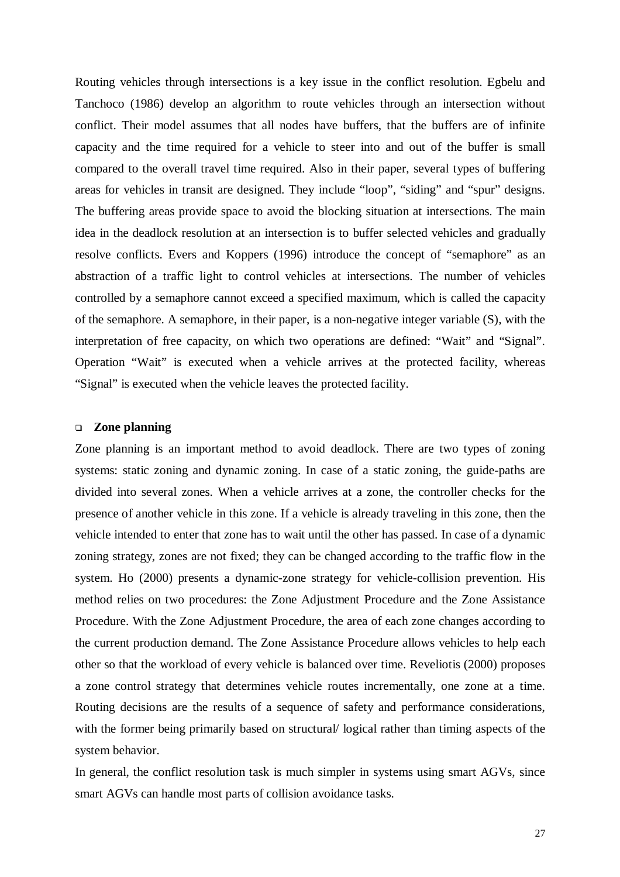Routing vehicles through intersections is a key issue in the conflict resolution. Egbelu and Tanchoco (1986) develop an algorithm to route vehicles through an intersection without conflict. Their model assumes that all nodes have buffers, that the buffers are of infinite capacity and the time required for a vehicle to steer into and out of the buffer is small compared to the overall travel time required. Also in their paper, several types of buffering areas for vehicles in transit are designed. They include "loop", "siding" and "spur" designs. The buffering areas provide space to avoid the blocking situation at intersections. The main idea in the deadlock resolution at an intersection is to buffer selected vehicles and gradually resolve conflicts. Evers and Koppers (1996) introduce the concept of "semaphore" as an abstraction of a traffic light to control vehicles at intersections. The number of vehicles controlled by a semaphore cannot exceed a specified maximum, which is called the capacity of the semaphore. A semaphore, in their paper, is a non-negative integer variable (S), with the interpretation of free capacity, on which two operations are defined: "Wait" and "Signal". Operation "Wait" is executed when a vehicle arrives at the protected facility, whereas "Signal" is executed when the vehicle leaves the protected facility.

- **Zone planning**

Zone planning is an important method to avoid deadlock. There are two types of zoning systems: static zoning and dynamic zoning. In case of a static zoning, the guide-paths are divided into several zones. When a vehicle arrives at a zone, the controller checks for the presence of another vehicle in this zone. If a vehicle is already traveling in this zone, then the vehicle intended to enter that zone has to wait until the other has passed. In case of a dynamic zoning strategy, zones are not fixed; they can be changed according to the traffic flow in the system. Ho (2000) presents a dynamic-zone strategy for vehicle-collision prevention. His method relies on two procedures: the Zone Adjustment Procedure and the Zone Assistance Procedure. With the Zone Adjustment Procedure, the area of each zone changes according to the current production demand. The Zone Assistance Procedure allows vehicles to help each other so that the workload of every vehicle is balanced over time. Reveliotis (2000) proposes a zone control strategy that determines vehicle routes incrementally, one zone at a time. Routing decisions are the results of a sequence of safety and performance considerations, with the former being primarily based on structural/ logical rather than timing aspects of the system behavior.

In general, the conflict resolution task is much simpler in systems using smart AGVs, since smart AGVs can handle most parts of collision avoidance tasks.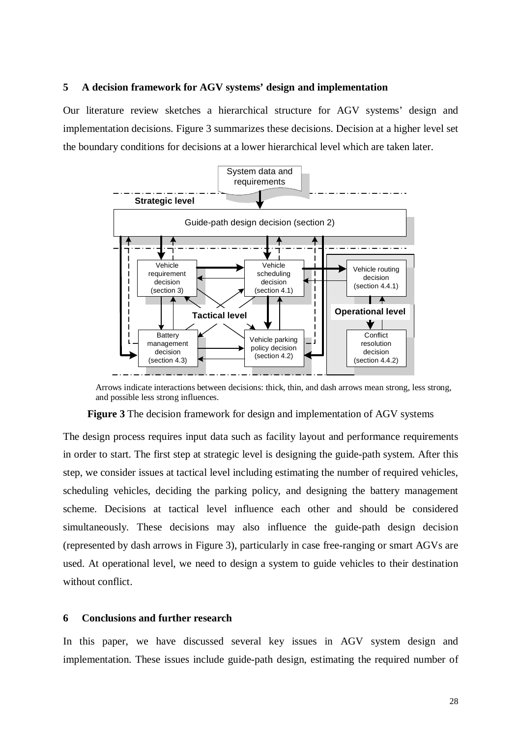## 5 A decision framework for AGV systems' design and implementation

Our literature review sketches a hierarchical structure for AGV systems' design and implementation decisions. Figure 3 summarizes these decisions. Decision at a higher level set the boundary conditions for decisions at a lower hierarchical level which are taken later.

Arrows indicate interactions between decisions: thick, thin, and dash arrows mean strong, less strong, and possible less strong influences.

**Figure 3** The decision framework for design and implementation of AGV systems

The design process requires input data such as facility layout and performance requirements in order to start. The first step at strategic level is designing the guide-path system. After this step, we consider issues at tactical level including estimating the number of required vehicles, scheduling vehicles, deciding the parking policy, and designing the battery management scheme. Decisions at tactical level influence each other and should be considered simultaneously. These decisions may also influence the guide-path design decision (represented by dash arrows in Figure 3), particularly in case free-ranging or smart AGVs are used. At operational level, we need to design a system to guide vehicles to their destination without conflict.

## 6 Conclusions and further research

In this paper, we have discussed several key issues in AGV system design and implementation. These issues include guide-path design, estimating the required number of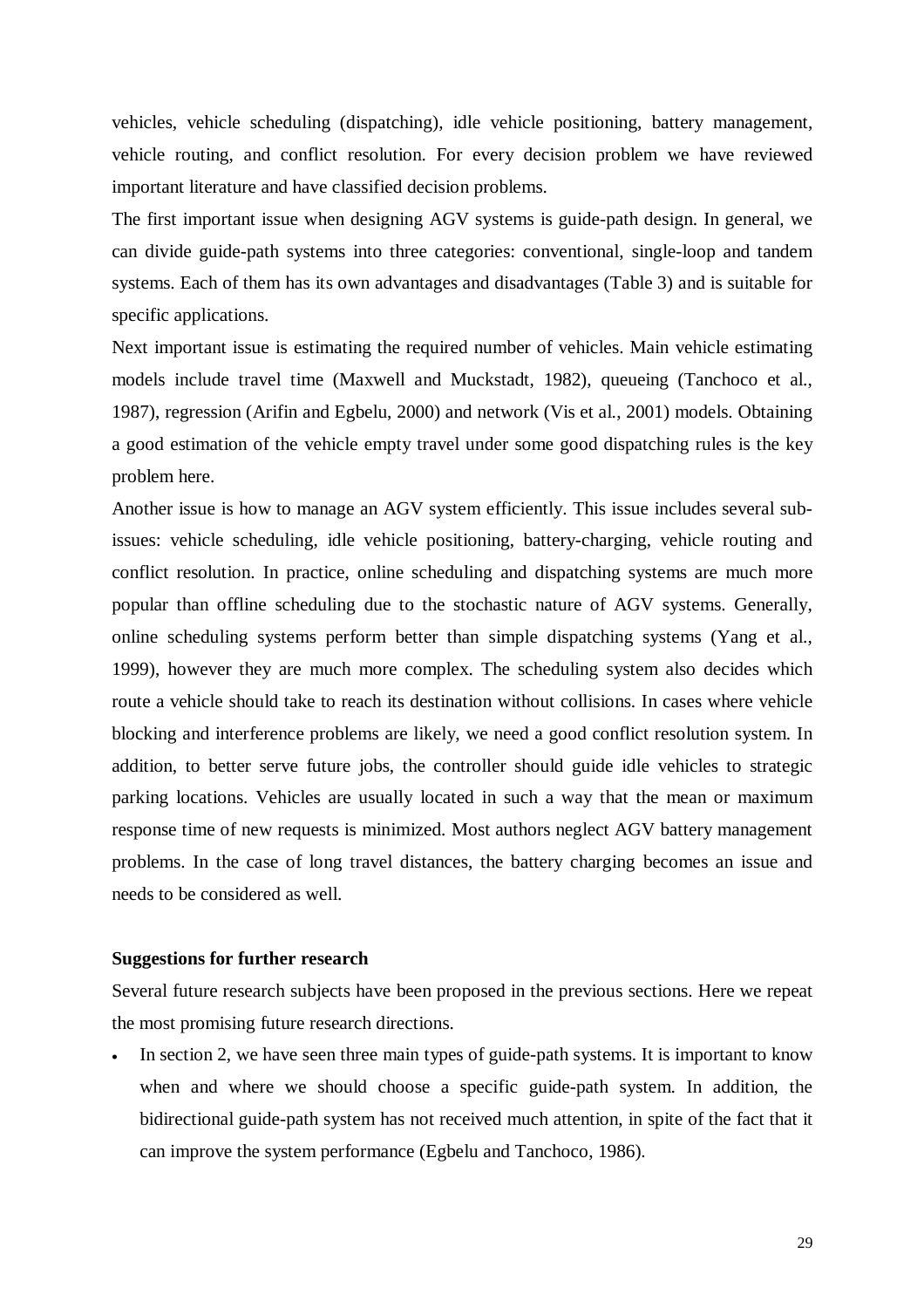vehicles, vehicle scheduling (dispatching), idle vehicle positioning, battery management, vehicle routing, and conflict resolution. For every decision problem we have reviewed important literature and have classified decision problems.

The first important issue when designing AGV systems is guide-path design. In general, we can divide guide-path systems into three categories: conventional, single-loop and tandem systems. Each of them has its own advantages and disadvantages (Table 3) and is suitable for specific applications.

Next important issue is estimating the required number of vehicles. Main vehicle estimating models include travel time (Maxwell and Muckstadt, 1982), queueing (Tanchoco et al., 1987), regression (Arifin and Egbelu, 2000) and network (Vis et al., 2001) models. Obtaining a good estimation of the vehicle empty travel under some good dispatching rules is the key problem here.

Another issue is how to manage an AGV system efficiently. This issue includes several sub-issues: vehicle scheduling, idle vehicle positioning, battery-charging, vehicle routing and conflict resolution. In practice, online scheduling and dispatching systems are much more popular than offline scheduling due to the stochastic nature of AGV systems. Generally, online scheduling systems perform better than simple dispatching systems (Yang et al., 1999), however they are much more complex. The scheduling system also decides which route a vehicle should take to reach its destination without collisions. In cases where vehicle blocking and interference problems are likely, we need a good conflict resolution system. In addition, to better serve future jobs, the controller should guide idle vehicles to strategic parking locations. Vehicles are usually located in such a way that the mean or maximum response time of new requests is minimized. Most authors neglect AGV battery management problems. In the case of long travel distances, the battery charging becomes an issue and needs to be considered as well.

**Suggestions for further research**

Several future research subjects have been proposed in the previous sections. Here we repeat the most promising future research directions.

- In section 2, we have seen three main types of guide-path systems. It is important to know when and where we should choose a specific guide-path system. In addition, the bidirectional guide-path system has not received much attention, in spite of the fact that it can improve the system performance (Egbelu and Tanchoco, 1986).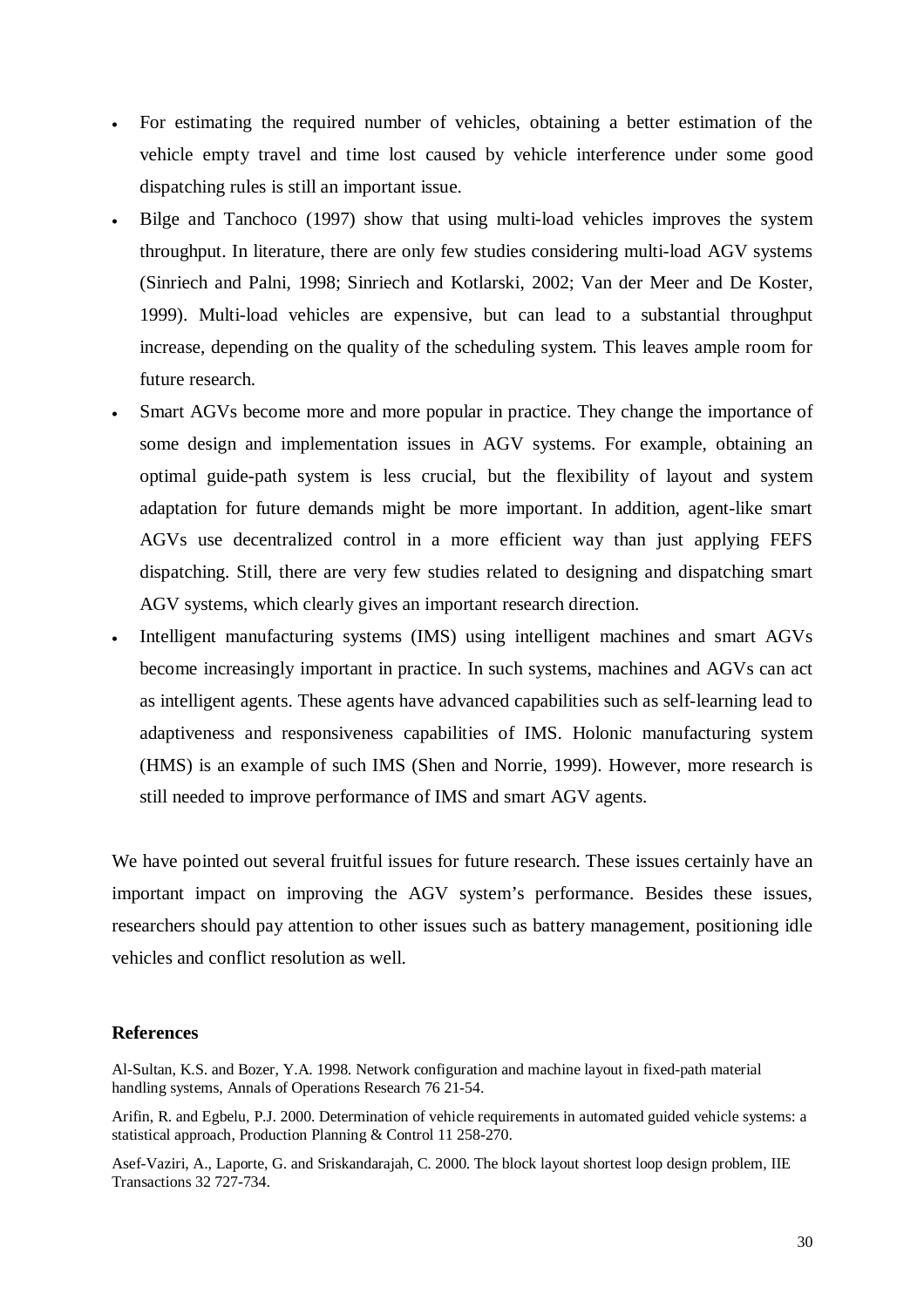- For estimating the required number of vehicles, obtaining a better estimation of the vehicle empty travel and time lost caused by vehicle interference under some good dispatching rules is still an important issue.
- Bilge and Tanchoco (1997) show that using multi-load vehicles improves the system throughput. In literature, there are only few studies considering multi-load AGV systems (Sinriech and Palni, 1998; Sinriech and Kotlarski, 2002; Van der Meer and De Koster, 1999). Multi-load vehicles are expensive, but can lead to a substantial throughput increase, depending on the quality of the scheduling system. This leaves ample room for future research.
- Smart AGVs become more and more popular in practice. They change the importance of some design and implementation issues in AGV systems. For example, obtaining an optimal guide-path system is less crucial, but the flexibility of layout and system adaptation for future demands might be more important. In addition, agent-like smart AGVs use decentralized control in a more efficient way than just applying FEFS dispatching. Still, there are very few studies related to designing and dispatching smart AGV systems, which clearly gives an important research direction.
- Intelligent manufacturing systems (IMS) using intelligent machines and smart AGVs become increasingly important in practice. In such systems, machines and AGVs can act as intelligent agents. These agents have advanced capabilities such as self-learning lead to adaptiveness and responsiveness capabilities of IMS. Holonic manufacturing system (HMS) is an example of such IMS (Shen and Norrie, 1999). However, more research is still needed to improve performance of IMS and smart AGV agents.

We have pointed out several fruitful issues for future research. These issues certainly have an important impact on improving the AGV system's performance. Besides these issues, researchers should pay attention to other issues such as battery management, positioning idle vehicles and conflict resolution as well.

### References

Al-Sultan, K.S. and Bozer, Y.A. 1998. Network configuration and machine layout in fixed-path material handling systems, Annals of Operations Research 76 21-54.

Arifin, R. and Egbelu, P.J. 2000. Determination of vehicle requirements in automated guided vehicle systems: a statistical approach, Production Planning & Control 11 258-270.

Asef-Vaziri, A., Laporte, G. and Sriskandarajah, C. 2000. The block layout shortest loop design problem, IIE Transactions 32 727-734.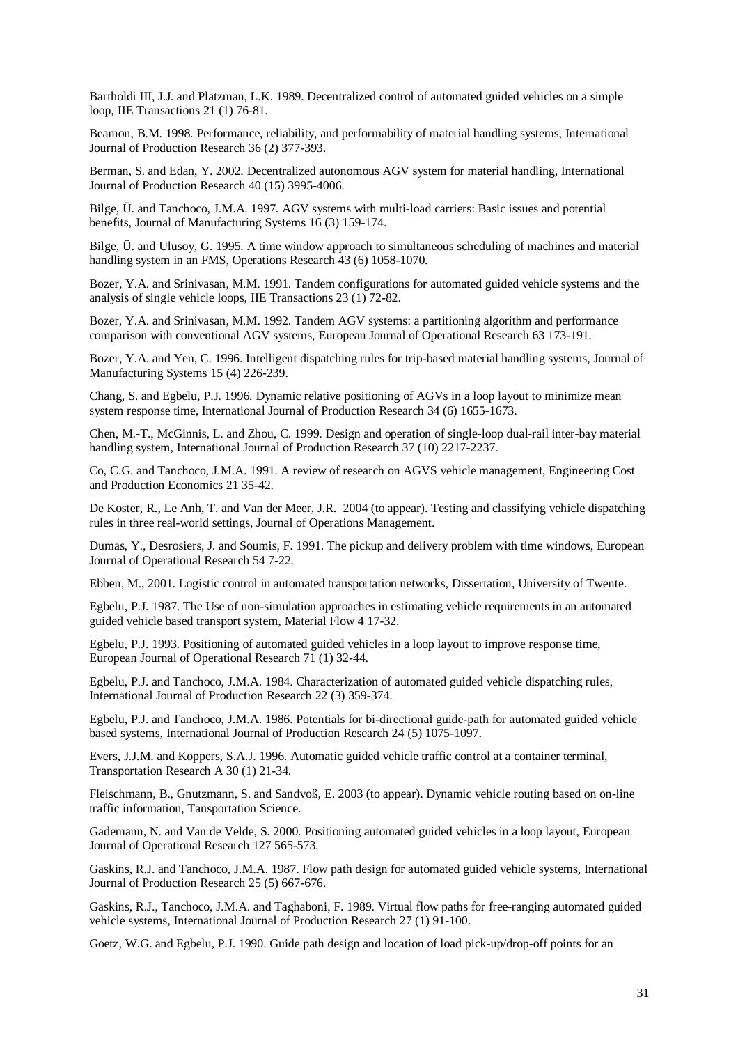Bartholdi III, J.J. and Platzman, L.K. 1989. Decentralized control of automated guided vehicles on a simple loop, IIE Transactions 21 (1) 76-81.

Beamon, B.M. 1998. Performance, reliability, and performability of material handling systems, International Journal of Production Research 36 (2) 377-393.

Berman, S. and Edan, Y. 2002. Decentralized autonomous AGV system for material handling, International Journal of Production Research 40 (15) 3995-4006.

Bilge, Ü. and Tanchoco, J.M.A. 1997. AGV systems with multi-load carriers: Basic issues and potential benefits, Journal of Manufacturing Systems 16 (3) 159-174.

Bilge, Ü. and Ulusoy, G. 1995. A time window approach to simultaneous scheduling of machines and material handling system in an FMS, Operations Research 43 (6) 1058-1070.

Bozer, Y.A. and Srinivasan, M.M. 1991. Tandem configurations for automated guided vehicle systems and the analysis of single vehicle loops, IIE Transactions 23 (1) 72-82.

Bozer, Y.A. and Srinivasan, M.M. 1992. Tandem AGV systems: a partitioning algorithm and performance comparison with conventional AGV systems, European Journal of Operational Research 63 173-191.

Bozer, Y.A. and Yen, C. 1996. Intelligent dispatching rules for trip-based material handling systems, Journal of Manufacturing Systems 15 (4) 226-239.

Chang, S. and Egbelu, P.J. 1996. Dynamic relative positioning of AGVs in a loop layout to minimize mean system response time, International Journal of Production Research 34 (6) 1655-1673.

Chen, M.-T., McGinnis, L. and Zhou, C. 1999. Design and operation of single-loop dual-rail inter-bay material handling system, International Journal of Production Research 37 (10) 2217-2237.

Co, C.G. and Tanchoco, J.M.A. 1991. A review of research on AGVS vehicle management, Engineering Cost and Production Economics 21 35-42.

De Koster, R., Le Anh, T. and Van der Meer, J.R. 2004 (to appear). Testing and classifying vehicle dispatching rules in three real-world settings, Journal of Operations Management.

Dumas, Y., Desrosiers, J. and Soumis, F. 1991. The pickup and delivery problem with time windows, European Journal of Operational Research 54 7-22.

Ebben, M., 2001. Logistic control in automated transportation networks, Dissertation, University of Twente.

Egbelu, P.J. 1987. The Use of non-simulation approaches in estimating vehicle requirements in an automated guided vehicle based transport system, Material Flow 4 17-32.

Egbelu, P.J. 1993. Positioning of automated guided vehicles in a loop layout to improve response time, European Journal of Operational Research 71 (1) 32-44.

Egbelu, P.J. and Tanchoco, J.M.A. 1984. Characterization of automated guided vehicle dispatching rules, International Journal of Production Research 22 (3) 359-374.

Egbelu, P.J. and Tanchoco, J.M.A. 1986. Potentials for bi-directional guide-path for automated guided vehicle based systems, International Journal of Production Research 24 (5) 1075-1097.

Evers, J.J.M. and Koppers, S.A.J. 1996. Automatic guided vehicle traffic control at a container terminal, Transportation Research A 30 (1) 21-34.

Fleischmann, B., Gnutzmann, S. and Sandvoß, E. 2003 (to appear). Dynamic vehicle routing based on on-line traffic information, Tansportation Science.

Gademann, N. and Van de Velde, S. 2000. Positioning automated guided vehicles in a loop layout, European Journal of Operational Research 127 565-573.

Gaskins, R.J. and Tanchoco, J.M.A. 1987. Flow path design for automated guided vehicle systems, International Journal of Production Research 25 (5) 667-676.

Gaskins, R.J., Tanchoco, J.M.A. and Taghaboni, F. 1989. Virtual flow paths for free-ranging automated guided vehicle systems, International Journal of Production Research 27 (1) 91-100.

Goetz, W.G. and Egbelu, P.J. 1990. Guide path design and location of load pick-up/drop-off points for an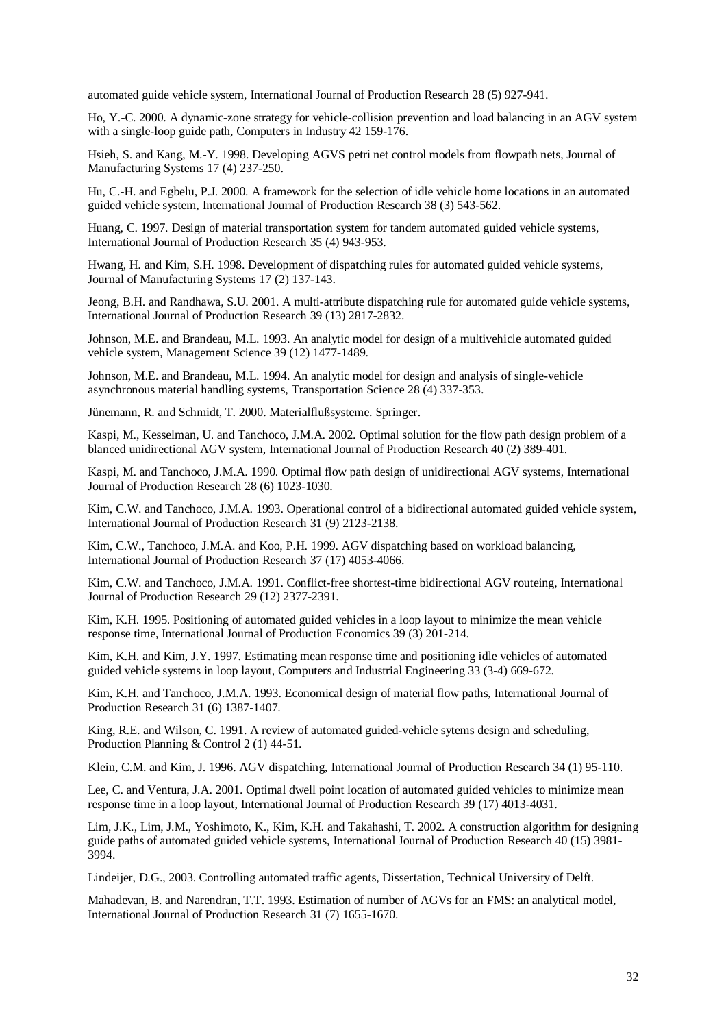automated guide vehicle system, International Journal of Production Research 28 (5) 927-941.

Ho, Y.-C. 2000. A dynamic-zone strategy for vehicle-collision prevention and load balancing in an AGV system with a single-loop guide path, Computers in Industry 42 159-176.

Hsieh, S. and Kang, M.-Y. 1998. Developing AGVS petri net control models from flowpath nets, Journal of Manufacturing Systems 17 (4) 237-250.

Hu, C.-H. and Egbelu, P.J. 2000. A framework for the selection of idle vehicle home locations in an automated guided vehicle system, International Journal of Production Research 38 (3) 543-562.

Huang, C. 1997. Design of material transportation system for tandem automated guided vehicle systems, International Journal of Production Research 35 (4) 943-953.

Hwang, H. and Kim, S.H. 1998. Development of dispatching rules for automated guided vehicle systems, Journal of Manufacturing Systems 17 (2) 137-143.

Jeong, B.H. and Randhawa, S.U. 2001. A multi-attribute dispatching rule for automated guide vehicle systems, International Journal of Production Research 39 (13) 2817-2832.

Johnson, M.E. and Brandeau, M.L. 1993. An analytic model for design of a multivehicle automated guided vehicle system, Management Science 39 (12) 1477-1489.

Johnson, M.E. and Brandeau, M.L. 1994. An analytic model for design and analysis of single-vehicle asynchronous material handling systems, Transportation Science 28 (4) 337-353.

Jünemann, R. and Schmidt, T. 2000. Materialflußsysteme. Springer.

Kaspi, M., Kesselman, U. and Tanchoco, J.M.A. 2002. Optimal solution for the flow path design problem of a blanced unidirectional AGV system, International Journal of Production Research 40 (2) 389-401.

Kaspi, M. and Tanchoco, J.M.A. 1990. Optimal flow path design of unidirectional AGV systems, International Journal of Production Research 28 (6) 1023-1030.

Kim, C.W. and Tanchoco, J.M.A. 1993. Operational control of a bidirectional automated guided vehicle system, International Journal of Production Research 31 (9) 2123-2138.

Kim, C.W., Tanchoco, J.M.A. and Koo, P.H. 1999. AGV dispatching based on workload balancing, International Journal of Production Research 37 (17) 4053-4066.

Kim, C.W. and Tanchoco, J.M.A. 1991. Conflict-free shortest-time bidirectional AGV routeing, International Journal of Production Research 29 (12) 2377-2391.

Kim, K.H. 1995. Positioning of automated guided vehicles in a loop layout to minimize the mean vehicle response time, International Journal of Production Economics 39 (3) 201-214.

Kim, K.H. and Kim, J.Y. 1997. Estimating mean response time and positioning idle vehicles of automated guided vehicle systems in loop layout, Computers and Industrial Engineering 33 (3-4) 669-672.

Kim, K.H. and Tanchoco, J.M.A. 1993. Economical design of material flow paths, International Journal of Production Research 31 (6) 1387-1407.

King, R.E. and Wilson, C. 1991. A review of automated guided-vehicle sytems design and scheduling, Production Planning & Control 2 (1) 44-51.

Klein, C.M. and Kim, J. 1996. AGV dispatching, International Journal of Production Research 34 (1) 95-110.

Lee, C. and Ventura, J.A. 2001. Optimal dwell point location of automated guided vehicles to minimize mean response time in a loop layout, International Journal of Production Research 39 (17) 4013-4031.

Lim, J.K., Lim, J.M., Yoshimoto, K., Kim, K.H. and Takahashi, T. 2002. A construction algorithm for designing guide paths of automated guided vehicle systems, International Journal of Production Research 40 (15) 3981-3994.

Lindeijer, D.G., 2003. Controlling automated traffic agents, Dissertation, Technical University of Delft.

Mahadevan, B. and Narendran, T.T. 1993. Estimation of number of AGVs for an FMS: an analytical model, International Journal of Production Research 31 (7) 1655-1670.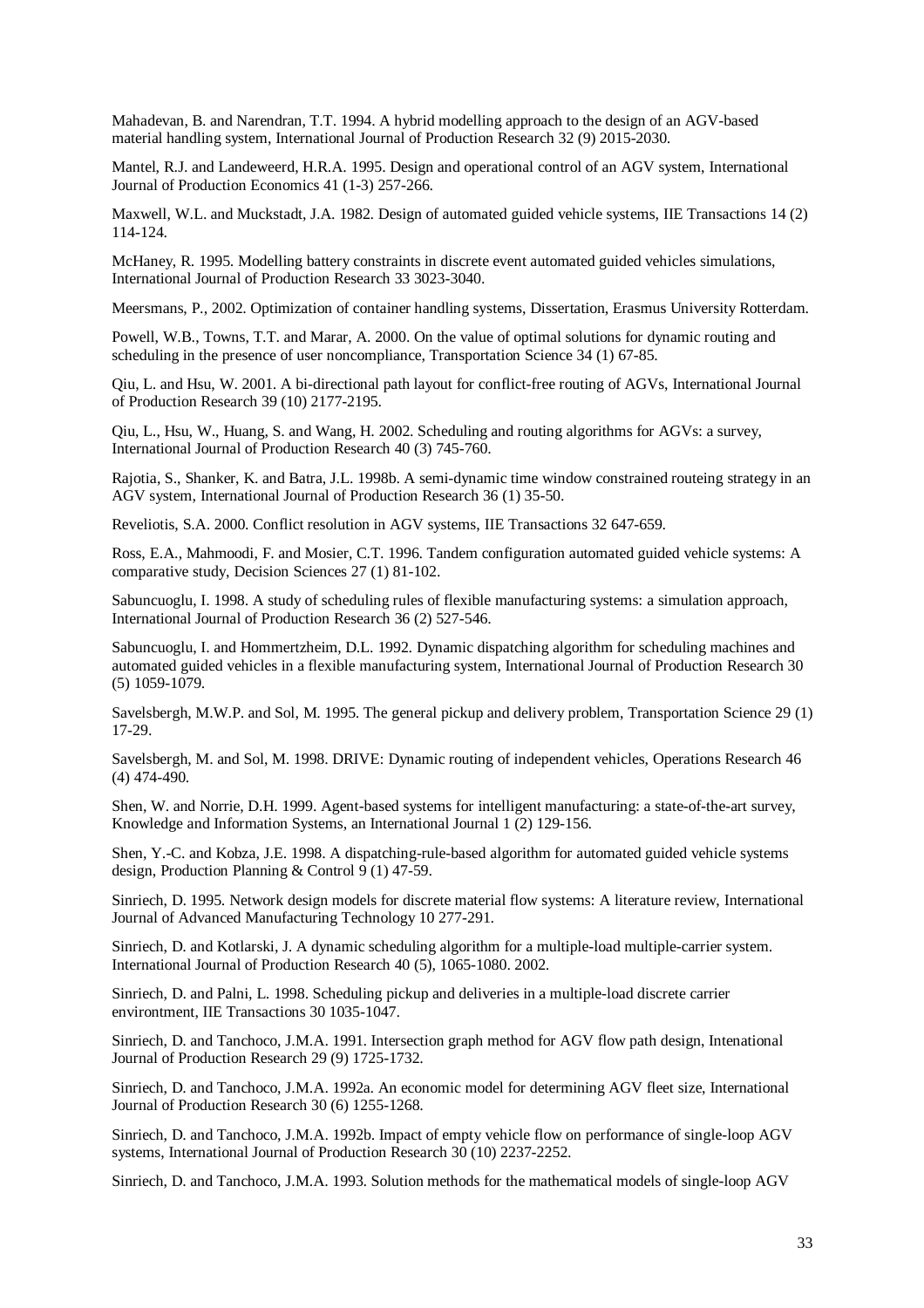Mahadevan, B. and Narendran, T.T. 1994. A hybrid modelling approach to the design of an AGV-based material handling system, International Journal of Production Research 32 (9) 2015-2030.

Mantel, R.J. and Landeweerd, H.R.A. 1995. Design and operational control of an AGV system, International Journal of Production Economics 41 (1-3) 257-266.

Maxwell, W.L. and Muckstadt, J.A. 1982. Design of automated guided vehicle systems, IIE Transactions 14 (2) 114-124.

McHaney, R. 1995. Modelling battery constraints in discrete event automated guided vehicles simulations, International Journal of Production Research 33 3023-3040.

Meersmans, P., 2002. Optimization of container handling systems, Dissertation, Erasmus University Rotterdam.

Powell, W.B., Towns, T.T. and Marar, A. 2000. On the value of optimal solutions for dynamic routing and scheduling in the presence of user noncompliance, Transportation Science 34 (1) 67-85.

Qiu, L. and Hsu, W. 2001. A bi-directional path layout for conflict-free routing of AGVs, International Journal of Production Research 39 (10) 2177-2195.

Qiu, L., Hsu, W., Huang, S. and Wang, H. 2002. Scheduling and routing algorithms for AGVs: a survey, International Journal of Production Research 40 (3) 745-760.

Rajotia, S., Shanker, K. and Batra, J.L. 1998b. A semi-dynamic time window constrained routeing strategy in an AGV system, International Journal of Production Research 36 (1) 35-50.

Reveliotis, S.A. 2000. Conflict resolution in AGV systems, IIE Transactions 32 647-659.

Ross, E.A., Mahmoodi, F. and Mosier, C.T. 1996. Tandem configuration automated guided vehicle systems: A comparative study, Decision Sciences 27 (1) 81-102.

Sabuncuoglu, I. 1998. A study of scheduling rules of flexible manufacturing systems: a simulation approach, International Journal of Production Research 36 (2) 527-546.

Sabuncuoglu, I. and Hommertzheim, D.L. 1992. Dynamic dispatching algorithm for scheduling machines and automated guided vehicles in a flexible manufacturing system, International Journal of Production Research 30 (5) 1059-1079.

Savelsbergh, M.W.P. and Sol, M. 1995. The general pickup and delivery problem, Transportation Science 29 (1) 17-29.

Savelsbergh, M. and Sol, M. 1998. DRIVE: Dynamic routing of independent vehicles, Operations Research 46 (4) 474-490.

Shen, W. and Norrie, D.H. 1999. Agent-based systems for intelligent manufacturing: a state-of-the-art survey, Knowledge and Information Systems, an International Journal 1 (2) 129-156.

Shen, Y.-C. and Kobza, J.E. 1998. A dispatching-rule-based algorithm for automated guided vehicle systems design, Production Planning & Control 9 (1) 47-59.

Sinriech, D. 1995. Network design models for discrete material flow systems: A literature review, International Journal of Advanced Manufacturing Technology 10 277-291.

Sinriech, D. and Kotlarski, J. A dynamic scheduling algorithm for a multiple-load multiple-carrier system. International Journal of Production Research 40 (5), 1065-1080. 2002.

Sinriech, D. and Palni, L. 1998. Scheduling pickup and deliveries in a multiple-load discrete carrier environtment, IIE Transactions 30 1035-1047.

Sinriech, D. and Tanchoco, J.M.A. 1991. Intersection graph method for AGV flow path design, Intenational Journal of Production Research 29 (9) 1725-1732.

Sinriech, D. and Tanchoco, J.M.A. 1992a. An economic model for determining AGV fleet size, International Journal of Production Research 30 (6) 1255-1268.

Sinriech, D. and Tanchoco, J.M.A. 1992b. Impact of empty vehicle flow on performance of single-loop AGV systems, International Journal of Production Research 30 (10) 2237-2252.

Sinriech, D. and Tanchoco, J.M.A. 1993. Solution methods for the mathematical models of single-loop AGV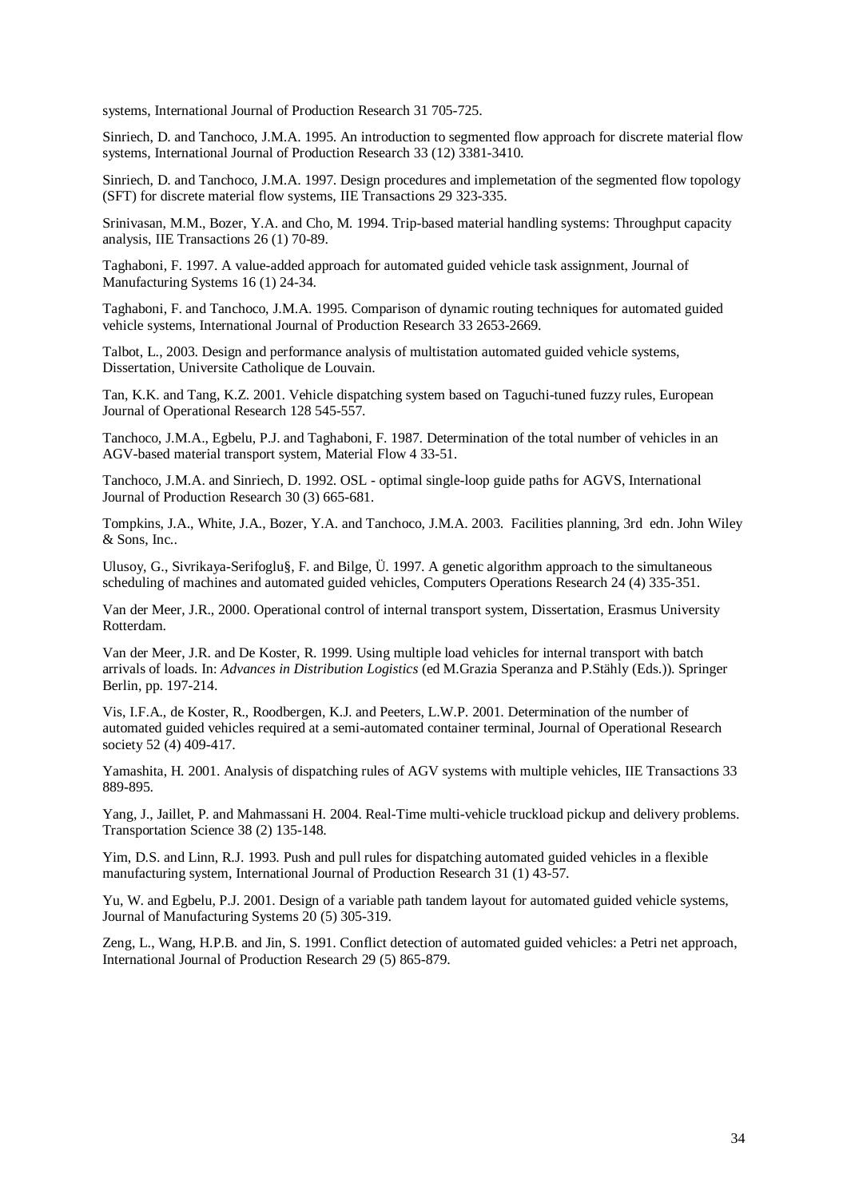systems, International Journal of Production Research 31 705-725.

Sinriech, D. and Tanchoco, J.M.A. 1995. An introduction to segmented flow approach for discrete material flow systems, International Journal of Production Research 33 (12) 3381-3410.

Sinriech, D. and Tanchoco, J.M.A. 1997. Design procedures and implemetation of the segmented flow topology (SFT) for discrete material flow systems, IIE Transactions 29 323-335.

Srinivasan, M.M., Bozer, Y.A. and Cho, M. 1994. Trip-based material handling systems: Throughput capacity analysis, IIE Transactions 26 (1) 70-89.

Taghaboni, F. 1997. A value-added approach for automated guided vehicle task assignment, Journal of Manufacturing Systems 16 (1) 24-34.

Taghaboni, F. and Tanchoco, J.M.A. 1995. Comparison of dynamic routing techniques for automated guided vehicle systems, International Journal of Production Research 33 2653-2669.

Talbot, L., 2003. Design and performance analysis of multistation automated guided vehicle systems, Dissertation, Universite Catholique de Louvain.

Tan, K.K. and Tang, K.Z. 2001. Vehicle dispatching system based on Taguchi-tuned fuzzy rules, European Journal of Operational Research 128 545-557.

Tanchoco, J.M.A., Egbelu, P.J. and Taghaboni, F. 1987. Determination of the total number of vehicles in an AGV-based material transport system, Material Flow 4 33-51.

Tanchoco, J.M.A. and Sinriech, D. 1992. OSL - optimal single-loop guide paths for AGVS, International Journal of Production Research 30 (3) 665-681.

Tompkins, J.A., White, J.A., Bozer, Y.A. and Tanchoco, J.M.A. 2003. Facilities planning, 3rd edn. John Wiley & Sons, Inc..

Ulusoy, G., Sivrikaya-Serifoglu§, F. and Bilge, Ü. 1997. A genetic algorithm approach to the simultaneous scheduling of machines and automated guided vehicles, Computers Operations Research 24 (4) 335-351.

Van der Meer, J.R., 2000. Operational control of internal transport system, Dissertation, Erasmus University Rotterdam.

Van der Meer, J.R. and De Koster, R. 1999. Using multiple load vehicles for internal transport with batch arrivals of loads. In: *Advances in Distribution Logistics* (ed M.Grazia Speranza and P.Stähly (Eds.)). Springer Berlin, pp. 197-214.

Vis, I.F.A., de Koster, R., Roodbergen, K.J. and Peeters, L.W.P. 2001. Determination of the number of automated guided vehicles required at a semi-automated container terminal, Journal of Operational Research society 52 (4) 409-417.

Yamashita, H. 2001. Analysis of dispatching rules of AGV systems with multiple vehicles, IIE Transactions 33 889-895.

Yang, J., Jaillet, P. and Mahmassani H. 2004. Real-Time multi-vehicle truckload pickup and delivery problems. Transportation Science 38 (2) 135-148.

Yim, D.S. and Linn, R.J. 1993. Push and pull rules for dispatching automated guided vehicles in a flexible manufacturing system, International Journal of Production Research 31 (1) 43-57.

Yu, W. and Egbelu, P.J. 2001. Design of a variable path tandem layout for automated guided vehicle systems, Journal of Manufacturing Systems 20 (5) 305-319.

Zeng, L., Wang, H.P.B. and Jin, S. 1991. Conflict detection of automated guided vehicles: a Petri net approach, International Journal of Production Research 29 (5) 865-879.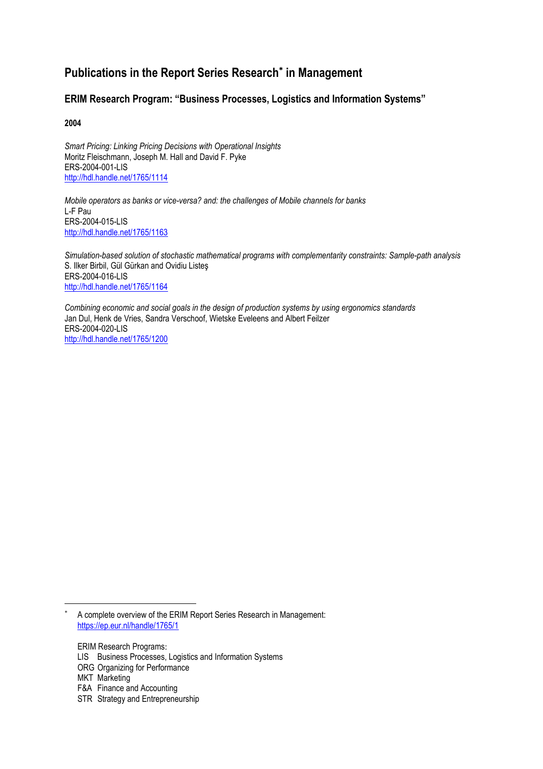# Publications in the Report Series Research[*] in Management

## ERIM Research Program: "Business Processes, Logistics and Information Systems"

**2004**

*Smart Pricing: Linking Pricing Decisions with Operational Insights*
Moritz Fleischmann, Joseph M. Hall and David F. Pyke
ERS-2004-001-LIS
http://hdl.handle.net/1765/1114

*Mobile operators as banks or vice-versa? and: the challenges of Mobile channels for banks*
L-F Pau
ERS-2004-015-LIS
http://hdl.handle.net/1765/1163

*Simulation-based solution of stochastic mathematical programs with complementarity constraints: Sample-path analysis*
S. Ilker Birbil, Gül Gürkan and Ovidiu Listeş
ERS-2004-016-LIS
http://hdl.handle.net/1765/1164

*Combining economic and social goals in the design of production systems by using ergonomics standards*
Jan Dul, Henk de Vries, Sandra Verschoof, Wietske Eveleens and Albert Feilzer
ERS-2004-020-LIS
http://hdl.handle.net/1765/1200

---

[*] A complete overview of the ERIM Report Series Research in Management:
https://ep.eur.nl/handle/1765/1

ERIM Research Programs:
LIS Business Processes, Logistics and Information Systems
ORG Organizing for Performance
MKT Marketing
F&A Finance and Accounting
STR Strategy and Entrepreneurship